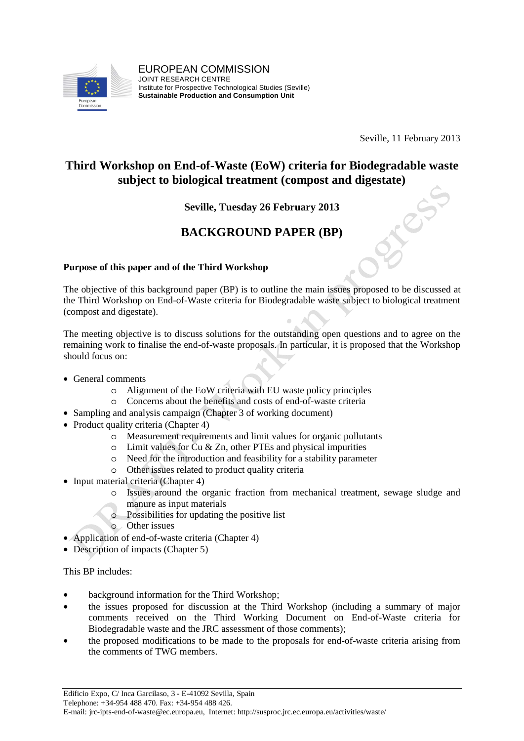EUROPEAN COMMISSION
JOINT RESEARCH CENTRE
Institute for Prospective Technological Studies (Seville)
**Sustainable Production and Consumption Unit**

Seville, 11 February 2013

# Third Workshop on End-of-Waste (EoW) criteria for Biodegradable waste subject to biological treatment (compost and digestate)

**Seville, Tuesday 26 February 2013**

## BACKGROUND PAPER (BP)

**Purpose of this paper and of the Third Workshop**

The objective of this background paper (BP) is to outline the main issues proposed to be discussed at the Third Workshop on End-of-Waste criteria for Biodegradable waste subject to biological treatment (compost and digestate).

The meeting objective is to discuss solutions for the outstanding open questions and to agree on the remaining work to finalise the end-of-waste proposals. In particular, it is proposed that the Workshop should focus on:

- General comments
  - Alignment of the EoW criteria with EU waste policy principles
  - Concerns about the benefits and costs of end-of-waste criteria
- Sampling and analysis campaign (Chapter 3 of working document)
- Product quality criteria (Chapter 4)
  - Measurement requirements and limit values for organic pollutants
  - Limit values for Cu & Zn, other PTEs and physical impurities
  - Need for the introduction and feasibility for a stability parameter
  - Other issues related to product quality criteria
- Input material criteria (Chapter 4)
  - Issues around the organic fraction from mechanical treatment, sewage sludge and manure as input materials
  - Possibilities for updating the positive list
  - Other issues
- Application of end-of-waste criteria (Chapter 4)
- Description of impacts (Chapter 5)

This BP includes:

- background information for the Third Workshop;
- the issues proposed for discussion at the Third Workshop (including a summary of major comments received on the Third Working Document on End-of-Waste criteria for Biodegradable waste and the JRC assessment of those comments);
- the proposed modifications to be made to the proposals for end-of-waste criteria arising from the comments of TWG members.

Edificio Expo, C/ Inca Garcilaso, 3 - E-41092 Sevilla, Spain
Telephone: +34-954 488 470. Fax: +34-954 488 426.
E-mail: jrc-ipts-end-of-waste@ec.europa.eu, Internet: http://susproc.jrc.ec.europa.eu/activities/waste/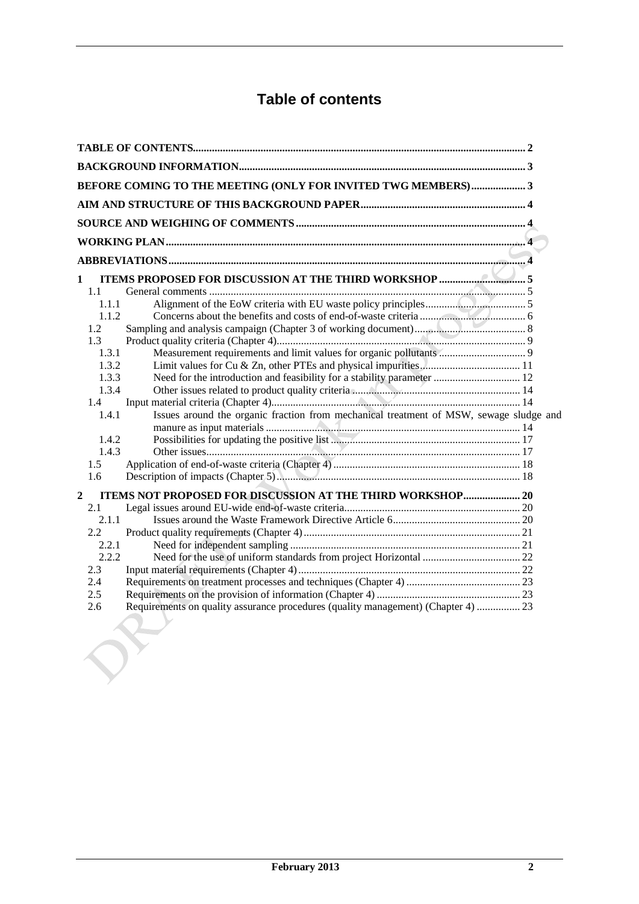# Table of contents

TABLE OF CONTENTS ..... 2

BACKGROUND INFORMATION ..... 3

BEFORE COMING TO THE MEETING (ONLY FOR INVITED TWG MEMBERS) ..... 3

AIM AND STRUCTURE OF THIS BACKGROUND PAPER ..... 4

SOURCE AND WEIGHING OF COMMENTS ..... 4

WORKING PLAN ..... 4

ABBREVIATIONS ..... 4

1 ITEMS PROPOSED FOR DISCUSSION AT THE THIRD WORKSHOP ..... 5
- 1.1 General comments ..... 5
  - 1.1.1 Alignment of the EoW criteria with EU waste policy principles ..... 5
  - 1.1.2 Concerns about the benefits and costs of end-of-waste criteria ..... 6
- 1.2 Sampling and analysis campaign (Chapter 3 of working document) ..... 8
- 1.3 Product quality criteria (Chapter 4) ..... 9
  - 1.3.1 Measurement requirements and limit values for organic pollutants ..... 9
  - 1.3.2 Limit values for Cu & Zn, other PTEs and physical impurities ..... 11
  - 1.3.3 Need for the introduction and feasibility for a stability parameter ..... 12
  - 1.3.4 Other issues related to product quality criteria ..... 14
- 1.4 Input material criteria (Chapter 4) ..... 14
  - 1.4.1 Issues around the organic fraction from mechanical treatment of MSW, sewage sludge and manure as input materials ..... 14
  - 1.4.2 Possibilities for updating the positive list ..... 17
  - 1.4.3 Other issues ..... 17
- 1.5 Application of end-of-waste criteria (Chapter 4) ..... 18
- 1.6 Description of impacts (Chapter 5) ..... 18

2 ITEMS NOT PROPOSED FOR DISCUSSION AT THE THIRD WORKSHOP ..... 20
- 2.1 Legal issues around EU-wide end-of-waste criteria ..... 20
  - 2.1.1 Issues around the Waste Framework Directive Article 6 ..... 20
- 2.2 Product quality requirements (Chapter 4) ..... 21
  - 2.2.1 Need for independent sampling ..... 21
  - 2.2.2 Need for the use of uniform standards from project Horizontal ..... 22
- 2.3 Input material requirements (Chapter 4) ..... 22
- 2.4 Requirements on treatment processes and techniques (Chapter 4) ..... 23
- 2.5 Requirements on the provision of information (Chapter 4) ..... 23
- 2.6 Requirements on quality assurance procedures (quality management) (Chapter 4) ..... 23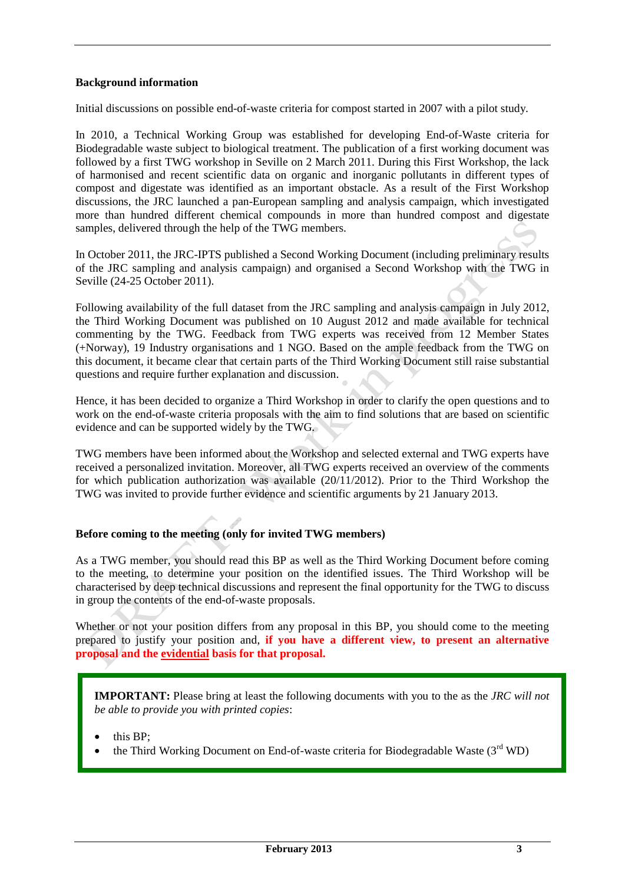**Background information**

Initial discussions on possible end-of-waste criteria for compost started in 2007 with a pilot study.

In 2010, a Technical Working Group was established for developing End-of-Waste criteria for Biodegradable waste subject to biological treatment. The publication of a first working document was followed by a first TWG workshop in Seville on 2 March 2011. During this First Workshop, the lack of harmonised and recent scientific data on organic and inorganic pollutants in different types of compost and digestate was identified as an important obstacle. As a result of the First Workshop discussions, the JRC launched a pan-European sampling and analysis campaign, which investigated more than hundred different chemical compounds in more than hundred compost and digestate samples, delivered through the help of the TWG members.

In October 2011, the JRC-IPTS published a Second Working Document (including preliminary results of the JRC sampling and analysis campaign) and organised a Second Workshop with the TWG in Seville (24-25 October 2011).

Following availability of the full dataset from the JRC sampling and analysis campaign in July 2012, the Third Working Document was published on 10 August 2012 and made available for technical commenting by the TWG. Feedback from TWG experts was received from 12 Member States (+Norway), 19 Industry organisations and 1 NGO. Based on the ample feedback from the TWG on this document, it became clear that certain parts of the Third Working Document still raise substantial questions and require further explanation and discussion.

Hence, it has been decided to organize a Third Workshop in order to clarify the open questions and to work on the end-of-waste criteria proposals with the aim to find solutions that are based on scientific evidence and can be supported widely by the TWG.

TWG members have been informed about the Workshop and selected external and TWG experts have received a personalized invitation. Moreover, all TWG experts received an overview of the comments for which publication authorization was available (20/11/2012). Prior to the Third Workshop the TWG was invited to provide further evidence and scientific arguments by 21 January 2013.

**Before coming to the meeting (only for invited TWG members)**

As a TWG member, you should read this BP as well as the Third Working Document before coming to the meeting, to determine your position on the identified issues. The Third Workshop will be characterised by deep technical discussions and represent the final opportunity for the TWG to discuss in group the contents of the end-of-waste proposals.

Whether or not your position differs from any proposal in this BP, you should come to the meeting prepared to justify your position and, **if you have a different view, to present an alternative proposal and the evidential basis for that proposal.**

**IMPORTANT:** Please bring at least the following documents with you to the as the *JRC will not be able to provide you with printed copies*:

- this BP;
- the Third Working Document on End-of-waste criteria for Biodegradable Waste (3rd WD)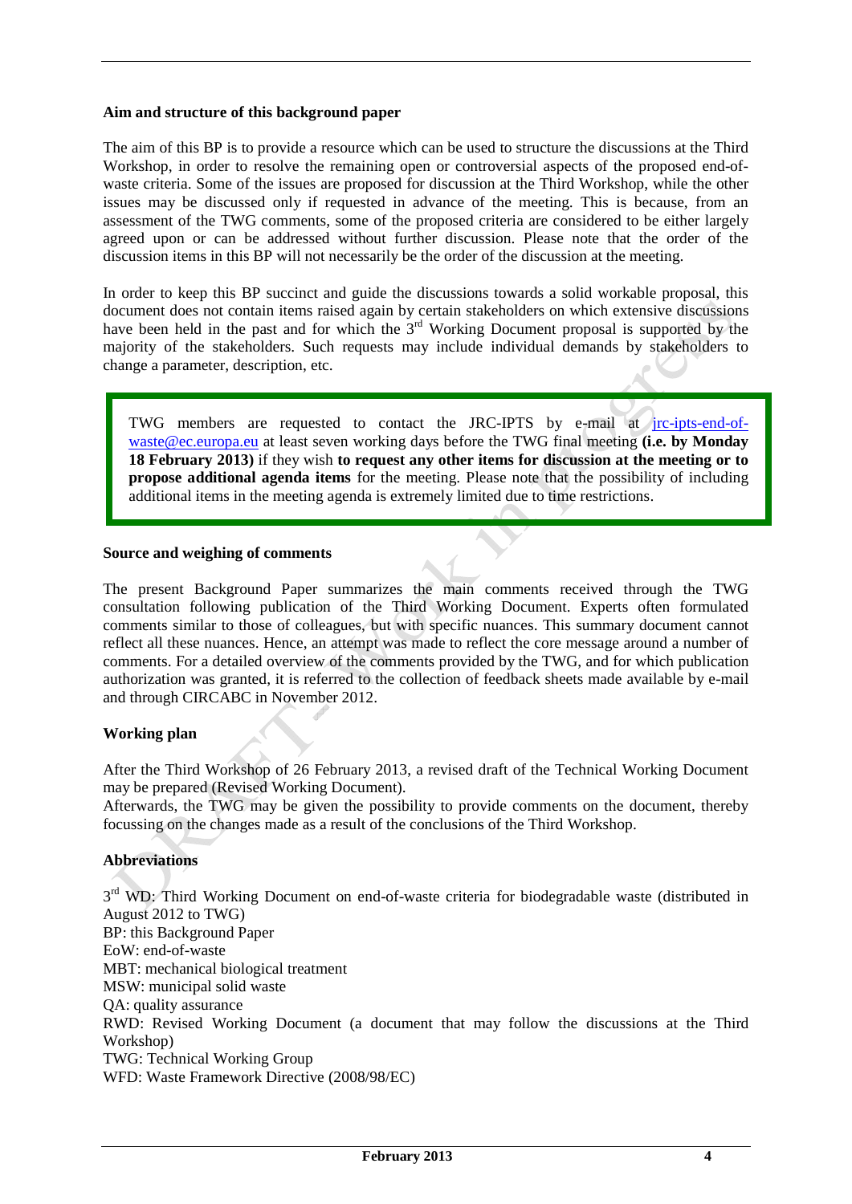**Aim and structure of this background paper**

The aim of this BP is to provide a resource which can be used to structure the discussions at the Third Workshop, in order to resolve the remaining open or controversial aspects of the proposed end-of-waste criteria. Some of the issues are proposed for discussion at the Third Workshop, while the other issues may be discussed only if requested in advance of the meeting. This is because, from an assessment of the TWG comments, some of the proposed criteria are considered to be either largely agreed upon or can be addressed without further discussion. Please note that the order of the discussion items in this BP will not necessarily be the order of the discussion at the meeting.

In order to keep this BP succinct and guide the discussions towards a solid workable proposal, this document does not contain items raised again by certain stakeholders on which extensive discussions have been held in the past and for which the 3rd Working Document proposal is supported by the majority of the stakeholders. Such requests may include individual demands by stakeholders to change a parameter, description, etc.

> TWG members are requested to contact the JRC-IPTS by e-mail at jrc-ipts-end-of-waste@ec.europa.eu at least seven working days before the TWG final meeting **(i.e. by Monday 18 February 2013)** if they wish **to request any other items for discussion at the meeting or to propose additional agenda items** for the meeting. Please note that the possibility of including additional items in the meeting agenda is extremely limited due to time restrictions.

**Source and weighing of comments**

The present Background Paper summarizes the main comments received through the TWG consultation following publication of the Third Working Document. Experts often formulated comments similar to those of colleagues, but with specific nuances. This summary document cannot reflect all these nuances. Hence, an attempt was made to reflect the core message around a number of comments. For a detailed overview of the comments provided by the TWG, and for which publication authorization was granted, it is referred to the collection of feedback sheets made available by e-mail and through CIRCABC in November 2012.

**Working plan**

After the Third Workshop of 26 February 2013, a revised draft of the Technical Working Document may be prepared (Revised Working Document).
Afterwards, the TWG may be given the possibility to provide comments on the document, thereby focussing on the changes made as a result of the conclusions of the Third Workshop.

**Abbreviations**

3rd WD: Third Working Document on end-of-waste criteria for biodegradable waste (distributed in August 2012 to TWG)
BP: this Background Paper
EoW: end-of-waste
MBT: mechanical biological treatment
MSW: municipal solid waste
QA: quality assurance
RWD: Revised Working Document (a document that may follow the discussions at the Third Workshop)
TWG: Technical Working Group
WFD: Waste Framework Directive (2008/98/EC)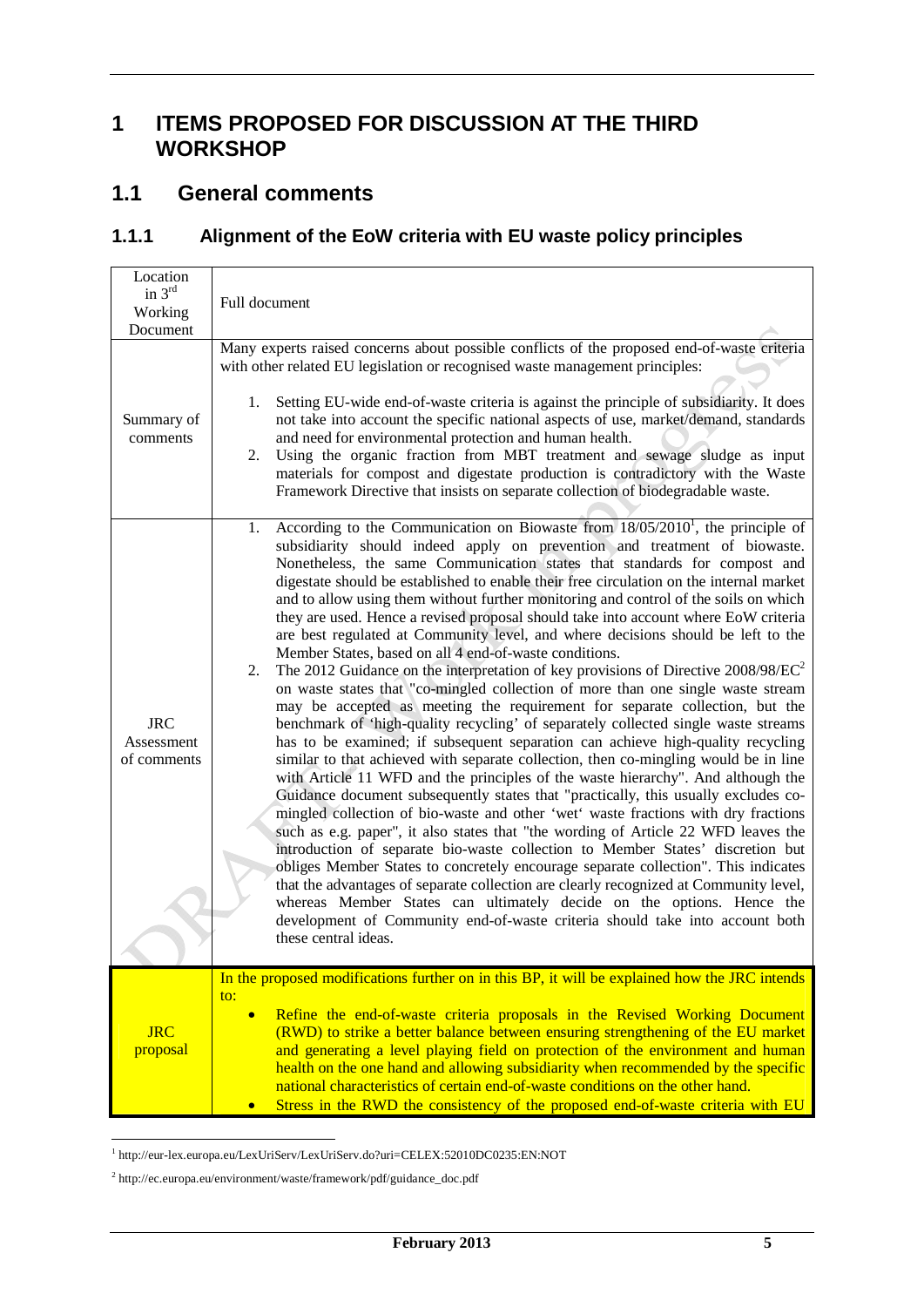# 1 ITEMS PROPOSED FOR DISCUSSION AT THE THIRD WORKSHOP

## 1.1 General comments

### 1.1.1 Alignment of the EoW criteria with EU waste policy principles

| Location in 3rd Working Document | Full document |
|---|---|
| Summary of comments | Many experts raised concerns about possible conflicts of the proposed end-of-waste criteria with other related EU legislation or recognised waste management principles:<br><br>1. Setting EU-wide end-of-waste criteria is against the principle of subsidiarity. It does not take into account the specific national aspects of use, market/demand, standards and need for environmental protection and human health.<br>2. Using the organic fraction from MBT treatment and sewage sludge as input materials for compost and digestate production is contradictory with the Waste Framework Directive that insists on separate collection of biodegradable waste. |
| JRC Assessment of comments | 1. According to the Communication on Biowaste from 18/05/2010[1], the principle of subsidiarity should indeed apply on prevention and treatment of biowaste. Nonetheless, the same Communication states that standards for compost and digestate should be established to enable their free circulation on the internal market and to allow using them without further monitoring and control of the soils on which they are used. Hence a revised proposal should take into account where EoW criteria are best regulated at Community level, and where decisions should be left to the Member States, based on all 4 end-of-waste conditions.<br>2. The 2012 Guidance on the interpretation of key provisions of Directive 2008/98/EC[2] on waste states that "co-mingled collection of more than one single waste stream may be accepted as meeting the requirement for separate collection, but the benchmark of 'high-quality recycling' of separately collected single waste streams has to be examined; if subsequent separation can achieve high-quality recycling similar to that achieved with separate collection, then co-mingling would be in line with Article 11 WFD and the principles of the waste hierarchy". And although the Guidance document subsequently states that "practically, this usually excludes co-mingled collection of bio-waste and other 'wet' waste fractions with dry fractions such as e.g. paper", it also states that "the wording of Article 22 WFD leaves the introduction of separate bio-waste collection to Member States' discretion but obliges Member States to concretely encourage separate collection". This indicates that the advantages of separate collection are clearly recognized at Community level, whereas Member States can ultimately decide on the options. Hence the development of Community end-of-waste criteria should take into account both these central ideas. |
| JRC proposal | In the proposed modifications further on in this BP, it will be explained how the JRC intends to:<br><br>• Refine the end-of-waste criteria proposals in the Revised Working Document (RWD) to strike a better balance between ensuring strengthening of the EU market and generating a level playing field on protection of the environment and human health on the one hand and allowing subsidiarity when recommended by the specific national characteristics of certain end-of-waste conditions on the other hand.<br>• Stress in the RWD the consistency of the proposed end-of-waste criteria with EU |

[1] http://eur-lex.europa.eu/LexUriServ/LexUriServ.do?uri=CELEX:52010DC0235:EN:NOT

[2] http://ec.europa.eu/environment/waste/framework/pdf/guidance_doc.pdf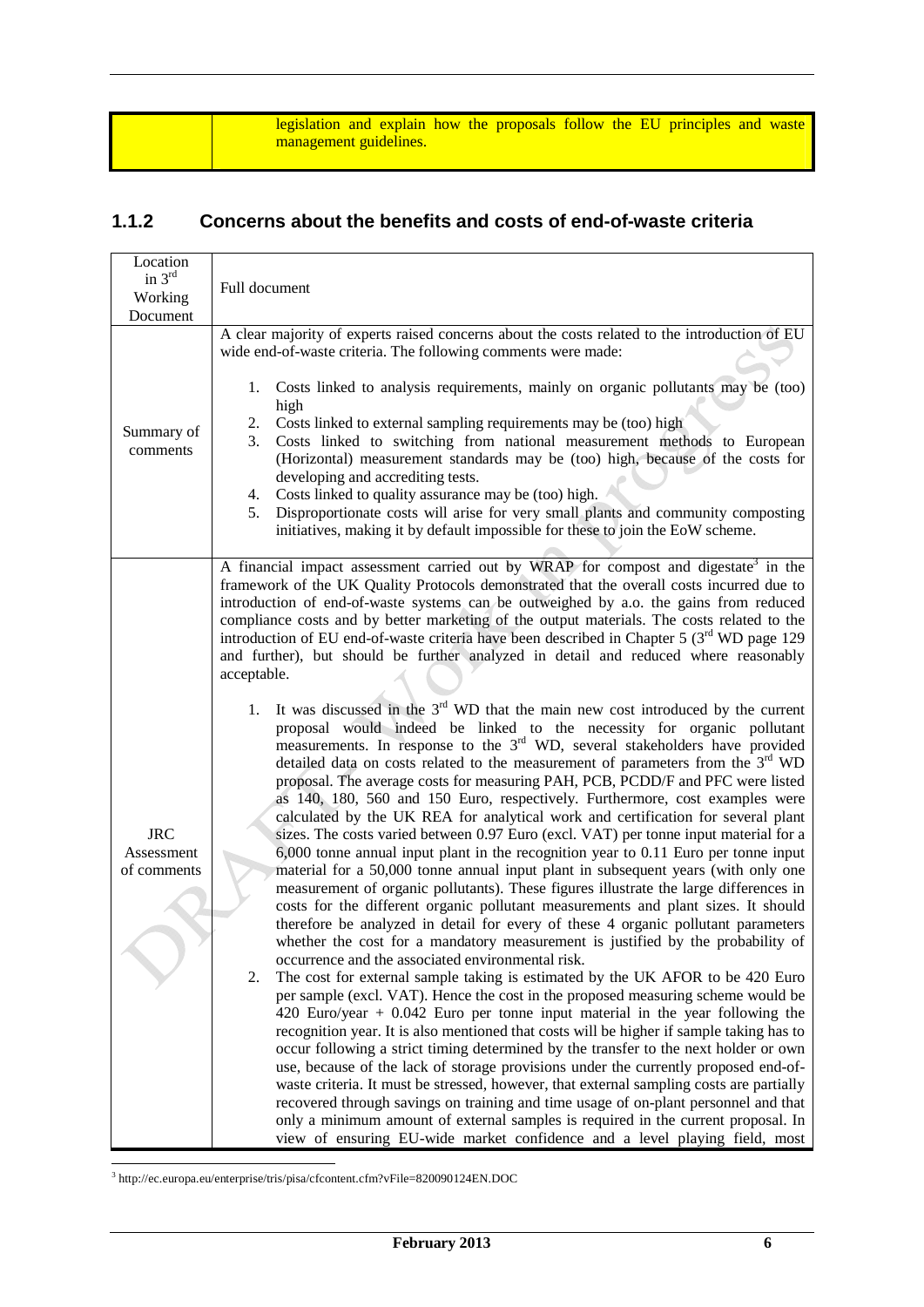| | legislation and explain how the proposals follow the EU principles and waste management guidelines. |
|---|---|

### 1.1.2 Concerns about the benefits and costs of end-of-waste criteria

| Location in 3rd Working Document | Full document |
|---|---|
| Summary of comments | A clear majority of experts raised concerns about the costs related to the introduction of EU wide end-of-waste criteria. The following comments were made:<br><br>1. Costs linked to analysis requirements, mainly on organic pollutants may be (too) high<br>2. Costs linked to external sampling requirements may be (too) high<br>3. Costs linked to switching from national measurement methods to European (Horizontal) measurement standards may be (too) high, because of the costs for developing and accrediting tests.<br>4. Costs linked to quality assurance may be (too) high.<br>5. Disproportionate costs will arise for very small plants and community composting initiatives, making it by default impossible for these to join the EoW scheme. |
| JRC Assessment of comments | A financial impact assessment carried out by WRAP for compost and digestate[3] in the framework of the UK Quality Protocols demonstrated that the overall costs incurred due to introduction of end-of-waste systems can be outweighed by a.o. the gains from reduced compliance costs and by better marketing of the output materials. The costs related to the introduction of EU end-of-waste criteria have been described in Chapter 5 (3rd WD page 129 and further), but should be further analyzed in detail and reduced where reasonably acceptable.<br><br>1. It was discussed in the 3rd WD that the main new cost introduced by the current proposal would indeed be linked to the necessity for organic pollutant measurements. In response to the 3rd WD, several stakeholders have provided detailed data on costs related to the measurement of parameters from the 3rd WD proposal. The average costs for measuring PAH, PCB, PCDD/F and PFC were listed as 140, 180, 560 and 150 Euro, respectively. Furthermore, cost examples were calculated by the UK REA for analytical work and certification for several plant sizes. The costs varied between 0.97 Euro (excl. VAT) per tonne input material for a 6,000 tonne annual input plant in the recognition year to 0.11 Euro per tonne input material for a 50,000 tonne annual input plant in subsequent years (with only one measurement of organic pollutants). These figures illustrate the large differences in costs for the different organic pollutant measurements and plant sizes. It should therefore be analyzed in detail for every of these 4 organic pollutant parameters whether the cost for a mandatory measurement is justified by the probability of occurrence and the associated environmental risk.<br>2. The cost for external sample taking is estimated by the UK AFOR to be 420 Euro per sample (excl. VAT). Hence the cost in the proposed measuring scheme would be 420 Euro/year + 0.042 Euro per tonne input material in the year following the recognition year. It is also mentioned that costs will be higher if sample taking has to occur following a strict timing determined by the transfer to the next holder or own use, because of the lack of storage provisions under the currently proposed end-of-waste criteria. It must be stressed, however, that external sampling costs are partially recovered through savings on training and time usage of on-plant personnel and that only a minimum amount of external samples is required in the current proposal. In view of ensuring EU-wide market confidence and a level playing field, most |

[3] http://ec.europa.eu/enterprise/tris/pisa/cfcontent.cfm?vFile=820090124EN.DOC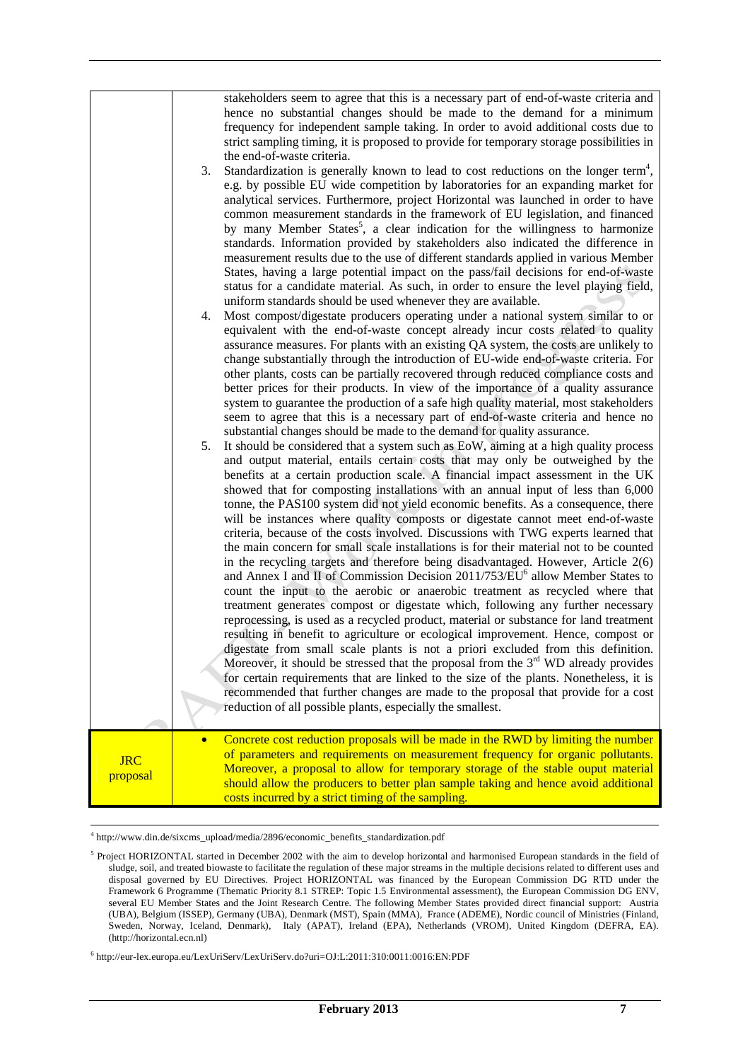| | |
|---|---|
| | stakeholders seem to agree that this is a necessary part of end-of-waste criteria and hence no substantial changes should be made to the demand for a minimum frequency for independent sample taking. In order to avoid additional costs due to strict sampling timing, it is proposed to provide for temporary storage possibilities in the end-of-waste criteria.<br>3. Standardization is generally known to lead to cost reductions on the longer term[4], e.g. by possible EU wide competition by laboratories for an expanding market for analytical services. Furthermore, project Horizontal was launched in order to have common measurement standards in the framework of EU legislation, and financed by many Member States[5], a clear indication for the willingness to harmonize standards. Information provided by stakeholders also indicated the difference in measurement results due to the use of different standards applied in various Member States, having a large potential impact on the pass/fail decisions for end-of-waste status for a candidate material. As such, in order to ensure the level playing field, uniform standards should be used whenever they are available.<br>4. Most compost/digestate producers operating under a national system similar to or equivalent with the end-of-waste concept already incur costs related to quality assurance measures. For plants with an existing QA system, the costs are unlikely to change substantially through the introduction of EU-wide end-of-waste criteria. For other plants, costs can be partially recovered through reduced compliance costs and better prices for their products. In view of the importance of a quality assurance system to guarantee the production of a safe high quality material, most stakeholders seem to agree that this is a necessary part of end-of-waste criteria and hence no substantial changes should be made to the demand for quality assurance.<br>5. It should be considered that a system such as EoW, aiming at a high quality process and output material, entails certain costs that may only be outweighed by the benefits at a certain production scale. A financial impact assessment in the UK showed that for composting installations with an annual input of less than 6,000 tonne, the PAS100 system did not yield economic benefits. As a consequence, there will be instances where quality composts or digestate cannot meet end-of-waste criteria, because of the costs involved. Discussions with TWG experts learned that the main concern for small scale installations is for their material not to be counted in the recycling targets and therefore being disadvantaged. However, Article 2(6) and Annex I and II of Commission Decision 2011/753/EU[6] allow Member States to count the input to the aerobic or anaerobic treatment as recycled where that treatment generates compost or digestate which, following any further necessary reprocessing, is used as a recycled product, material or substance for land treatment resulting in benefit to agriculture or ecological improvement. Hence, compost or digestate from small scale plants is not a priori excluded from this definition. Moreover, it should be stressed that the proposal from the 3rd WD already provides for certain requirements that are linked to the size of the plants. Nonetheless, it is recommended that further changes are made to the proposal that provide for a cost reduction of all possible plants, especially the smallest. |
| JRC proposal | • Concrete cost reduction proposals will be made in the RWD by limiting the number of parameters and requirements on measurement frequency for organic pollutants. Moreover, a proposal to allow for temporary storage of the stable ouput material should allow the producers to better plan sample taking and hence avoid additional costs incurred by a strict timing of the sampling. |

[4] http://www.din.de/sixcms_upload/media/2896/economic_benefits_standardization.pdf

[5] Project HORIZONTAL started in December 2002 with the aim to develop horizontal and harmonised European standards in the field of sludge, soil, and treated biowaste to facilitate the regulation of these major streams in the multiple decisions related to different uses and disposal governed by EU Directives. Project HORIZONTAL was financed by the European Commission DG RTD under the Framework 6 Programme (Thematic Priority 8.1 STREP: Topic 1.5 Environmental assessment), the European Commission DG ENV, several EU Member States and the Joint Research Centre. The following Member States provided direct financial support: Austria (UBA), Belgium (ISSEP), Germany (UBA), Denmark (MST), Spain (MMA), France (ADEME), Nordic council of Ministries (Finland, Sweden, Norway, Iceland, Denmark), Italy (APAT), Ireland (EPA), Netherlands (VROM), United Kingdom (DEFRA, EA). (http://horizontal.ecn.nl)

[6] http://eur-lex.europa.eu/LexUriServ/LexUriServ.do?uri=OJ:L:2011:310:0011:0016:EN:PDF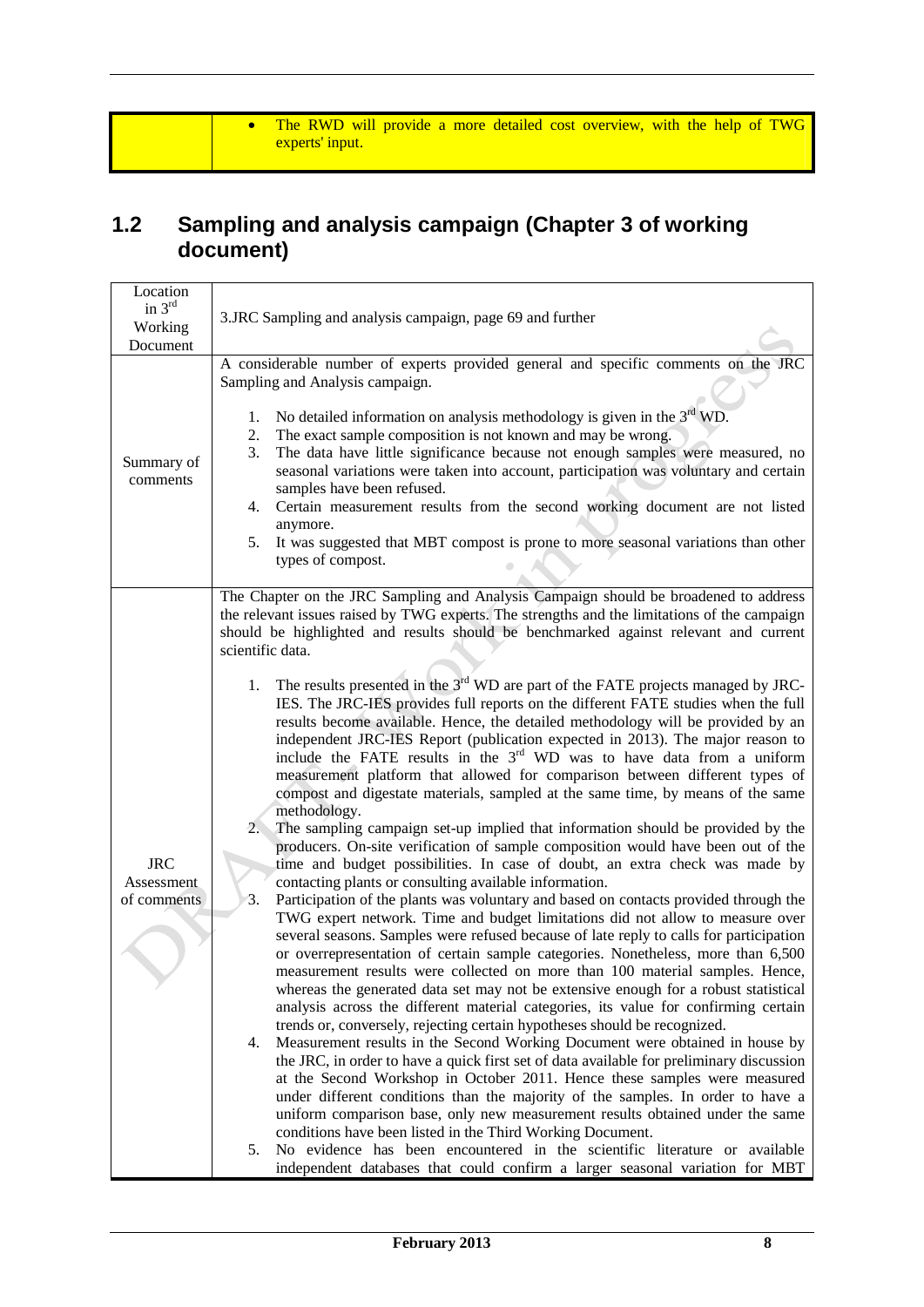| | |
|---|---|
| | • The RWD will provide a more detailed cost overview, with the help of TWG experts' input. |

## 1.2 Sampling and analysis campaign (Chapter 3 of working document)

| | |
|---|---|
| Location in 3rd Working Document | 3.JRC Sampling and analysis campaign, page 69 and further |
| Summary of comments | A considerable number of experts provided general and specific comments on the JRC Sampling and Analysis campaign.<br><br>1. No detailed information on analysis methodology is given in the 3rd WD.<br>2. The exact sample composition is not known and may be wrong.<br>3. The data have little significance because not enough samples were measured, no seasonal variations were taken into account, participation was voluntary and certain samples have been refused.<br>4. Certain measurement results from the second working document are not listed anymore.<br>5. It was suggested that MBT compost is prone to more seasonal variations than other types of compost. |
| JRC Assessment of comments | The Chapter on the JRC Sampling and Analysis Campaign should be broadened to address the relevant issues raised by TWG experts. The strengths and the limitations of the campaign should be highlighted and results should be benchmarked against relevant and current scientific data.<br><br>1. The results presented in the 3rd WD are part of the FATE projects managed by JRC-IES. The JRC-IES provides full reports on the different FATE studies when the full results become available. Hence, the detailed methodology will be provided by an independent JRC-IES Report (publication expected in 2013). The major reason to include the FATE results in the 3rd WD was to have data from a uniform measurement platform that allowed for comparison between different types of compost and digestate materials, sampled at the same time, by means of the same methodology.<br>2. The sampling campaign set-up implied that information should be provided by the producers. On-site verification of sample composition would have been out of the time and budget possibilities. In case of doubt, an extra check was made by contacting plants or consulting available information.<br>3. Participation of the plants was voluntary and based on contacts provided through the TWG expert network. Time and budget limitations did not allow to measure over several seasons. Samples were refused because of late reply to calls for participation or overrepresentation of certain sample categories. Nonetheless, more than 6,500 measurement results were collected on more than 100 material samples. Hence, whereas the generated data set may not be extensive enough for a robust statistical analysis across the different material categories, its value for confirming certain trends or, conversely, rejecting certain hypotheses should be recognized.<br>4. Measurement results in the Second Working Document were obtained in house by the JRC, in order to have a quick first set of data available for preliminary discussion at the Second Workshop in October 2011. Hence these samples were measured under different conditions than the majority of the samples. In order to have a uniform comparison base, only new measurement results obtained under the same conditions have been listed in the Third Working Document.<br>5. No evidence has been encountered in the scientific literature or available independent databases that could confirm a larger seasonal variation for MBT |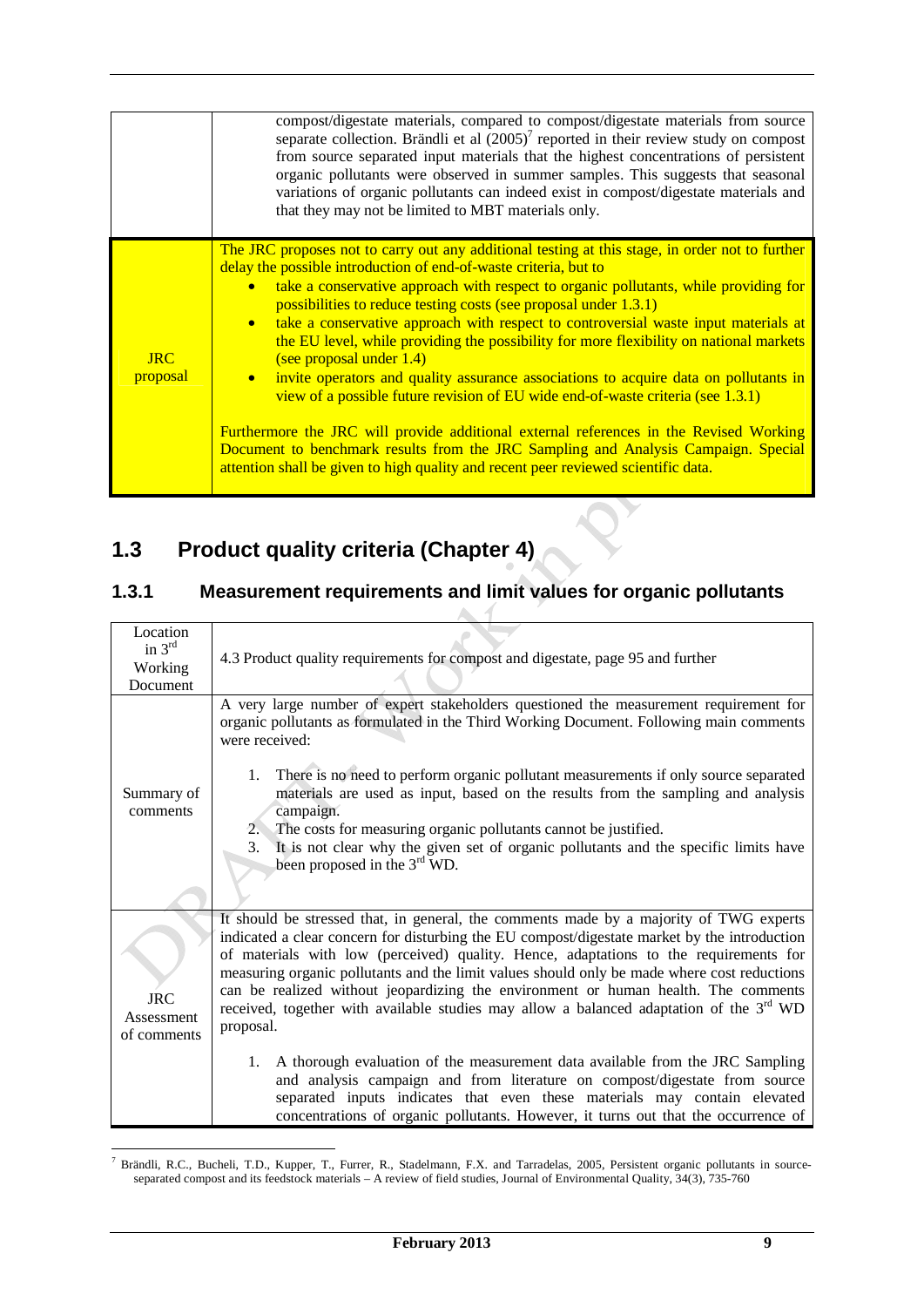| | |
|---|---|
| | compost/digestate materials, compared to compost/digestate materials from source separate collection. Brändli et al (2005)[7] reported in their review study on compost from source separated input materials that the highest concentrations of persistent organic pollutants were observed in summer samples. This suggests that seasonal variations of organic pollutants can indeed exist in compost/digestate materials and that they may not be limited to MBT materials only. |
| JRC proposal | The JRC proposes not to carry out any additional testing at this stage, in order not to further delay the possible introduction of end-of-waste criteria, but to<br>• take a conservative approach with respect to organic pollutants, while providing for possibilities to reduce testing costs (see proposal under 1.3.1)<br>• take a conservative approach with respect to controversial waste input materials at the EU level, while providing the possibility for more flexibility on national markets (see proposal under 1.4)<br>• invite operators and quality assurance associations to acquire data on pollutants in view of a possible future revision of EU wide end-of-waste criteria (see 1.3.1)<br><br>Furthermore the JRC will provide additional external references in the Revised Working Document to benchmark results from the JRC Sampling and Analysis Campaign. Special attention shall be given to high quality and recent peer reviewed scientific data. |

## 1.3 Product quality criteria (Chapter 4)

### 1.3.1 Measurement requirements and limit values for organic pollutants

| | |
|---|---|
| Location in 3rd Working Document | 4.3 Product quality requirements for compost and digestate, page 95 and further |
| Summary of comments | A very large number of expert stakeholders questioned the measurement requirement for organic pollutants as formulated in the Third Working Document. Following main comments were received:<br><br>1. There is no need to perform organic pollutant measurements if only source separated materials are used as input, based on the results from the sampling and analysis campaign.<br>2. The costs for measuring organic pollutants cannot be justified.<br>3. It is not clear why the given set of organic pollutants and the specific limits have been proposed in the 3rd WD. |
| JRC Assessment of comments | It should be stressed that, in general, the comments made by a majority of TWG experts indicated a clear concern for disturbing the EU compost/digestate market by the introduction of materials with low (perceived) quality. Hence, adaptations to the requirements for measuring organic pollutants and the limit values should only be made where cost reductions can be realized without jeopardizing the environment or human health. The comments received, together with available studies may allow a balanced adaptation of the 3rd WD proposal.<br><br>1. A thorough evaluation of the measurement data available from the JRC Sampling and analysis campaign and from literature on compost/digestate from source separated inputs indicates that even these materials may contain elevated concentrations of organic pollutants. However, it turns out that the occurrence of |

[7] Brändli, R.C., Bucheli, T.D., Kupper, T., Furrer, R., Stadelmann, F.X. and Tarradelas, 2005, Persistent organic pollutants in source-separated compost and its feedstock materials – A review of field studies, Journal of Environmental Quality, 34(3), 735-760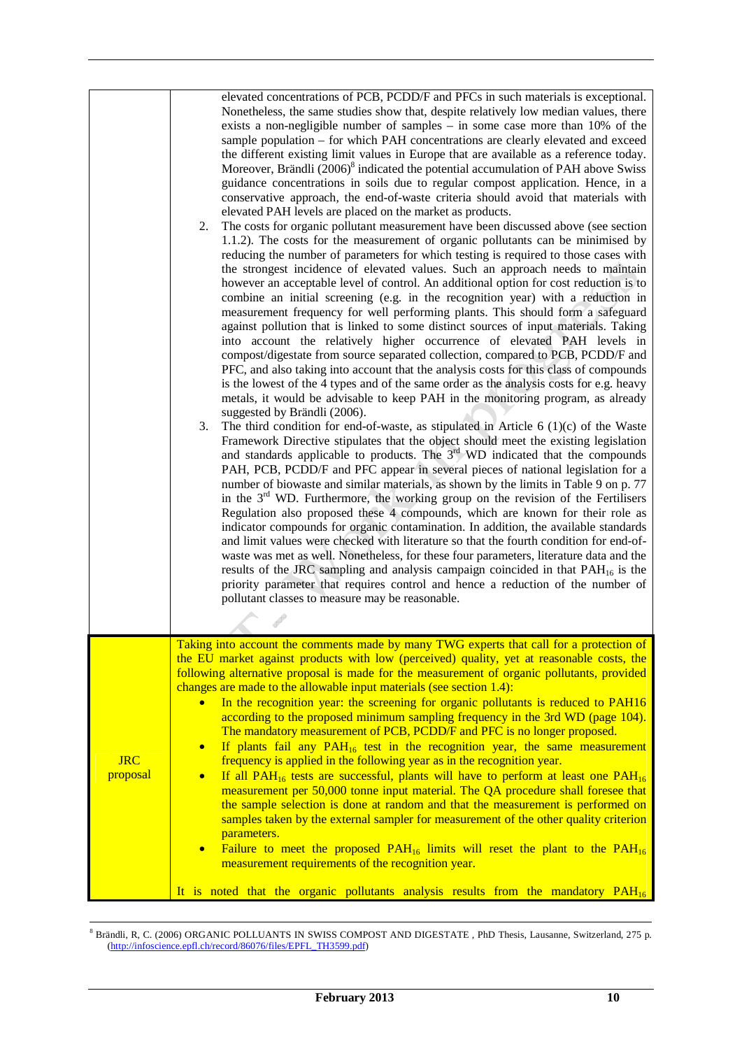| | |
|---|---|
| | elevated concentrations of PCB, PCDD/F and PFCs in such materials is exceptional. Nonetheless, the same studies show that, despite relatively low median values, there exists a non-negligible number of samples – in some case more than 10% of the sample population – for which PAH concentrations are clearly elevated and exceed the different existing limit values in Europe that are available as a reference today. Moreover, Brändli (2006)[8] indicated the potential accumulation of PAH above Swiss guidance concentrations in soils due to regular compost application. Hence, in a conservative approach, the end-of-waste criteria should avoid that materials with elevated PAH levels are placed on the market as products.<br>2. The costs for organic pollutant measurement have been discussed above (see section 1.1.2). The costs for the measurement of organic pollutants can be minimised by reducing the number of parameters for which testing is required to those cases with the strongest incidence of elevated values. Such an approach needs to maintain however an acceptable level of control. An additional option for cost reduction is to combine an initial screening (e.g. in the recognition year) with a reduction in measurement frequency for well performing plants. This should form a safeguard against pollution that is linked to some distinct sources of input materials. Taking into account the relatively higher occurrence of elevated PAH levels in compost/digestate from source separated collection, compared to PCB, PCDD/F and PFC, and also taking into account that the analysis costs for this class of compounds is the lowest of the 4 types and of the same order as the analysis costs for e.g. heavy metals, it would be advisable to keep PAH in the monitoring program, as already suggested by Brändli (2006).<br>3. The third condition for end-of-waste, as stipulated in Article 6 (1)(c) of the Waste Framework Directive stipulates that the object should meet the existing legislation and standards applicable to products. The 3rd WD indicated that the compounds PAH, PCB, PCDD/F and PFC appear in several pieces of national legislation for a number of biowaste and similar materials, as shown by the limits in Table 9 on p. 77 in the 3rd WD. Furthermore, the working group on the revision of the Fertilisers Regulation also proposed these 4 compounds, which are known for their role as indicator compounds for organic contamination. In addition, the available standards and limit values were checked with literature so that the fourth condition for end-of-waste was met as well. Nonetheless, for these four parameters, literature data and the results of the JRC sampling and analysis campaign coincided in that $PAH_{16}$ is the priority parameter that requires control and hence a reduction of the number of pollutant classes to measure may be reasonable. |
| JRC proposal | Taking into account the comments made by many TWG experts that call for a protection of the EU market against products with low (perceived) quality, yet at reasonable costs, the following alternative proposal is made for the measurement of organic pollutants, provided changes are made to the allowable input materials (see section 1.4):<br>• In the recognition year: the screening for organic pollutants is reduced to PAH16 according to the proposed minimum sampling frequency in the 3rd WD (page 104). The mandatory measurement of PCB, PCDD/F and PFC is no longer proposed.<br>• If plants fail any $PAH_{16}$ test in the recognition year, the same measurement frequency is applied in the following year as in the recognition year.<br>• If all $PAH_{16}$ tests are successful, plants will have to perform at least one $PAH_{16}$ measurement per 50,000 tonne input material. The QA procedure shall foresee that the sample selection is done at random and that the measurement is performed on samples taken by the external sampler for measurement of the other quality criterion parameters.<br>• Failure to meet the proposed $PAH_{16}$ limits will reset the plant to the $PAH_{16}$ measurement requirements of the recognition year.<br><br>It is noted that the organic pollutants analysis results from the mandatory $PAH_{16}$ |

[8] Brändli, R, C. (2006) ORGANIC POLLUTANTS IN SWISS COMPOST AND DIGESTATE , PhD Thesis, Lausanne, Switzerland, 275 p. (http://infoscience.epfl.ch/record/86076/files/EPFL_TH3599.pdf)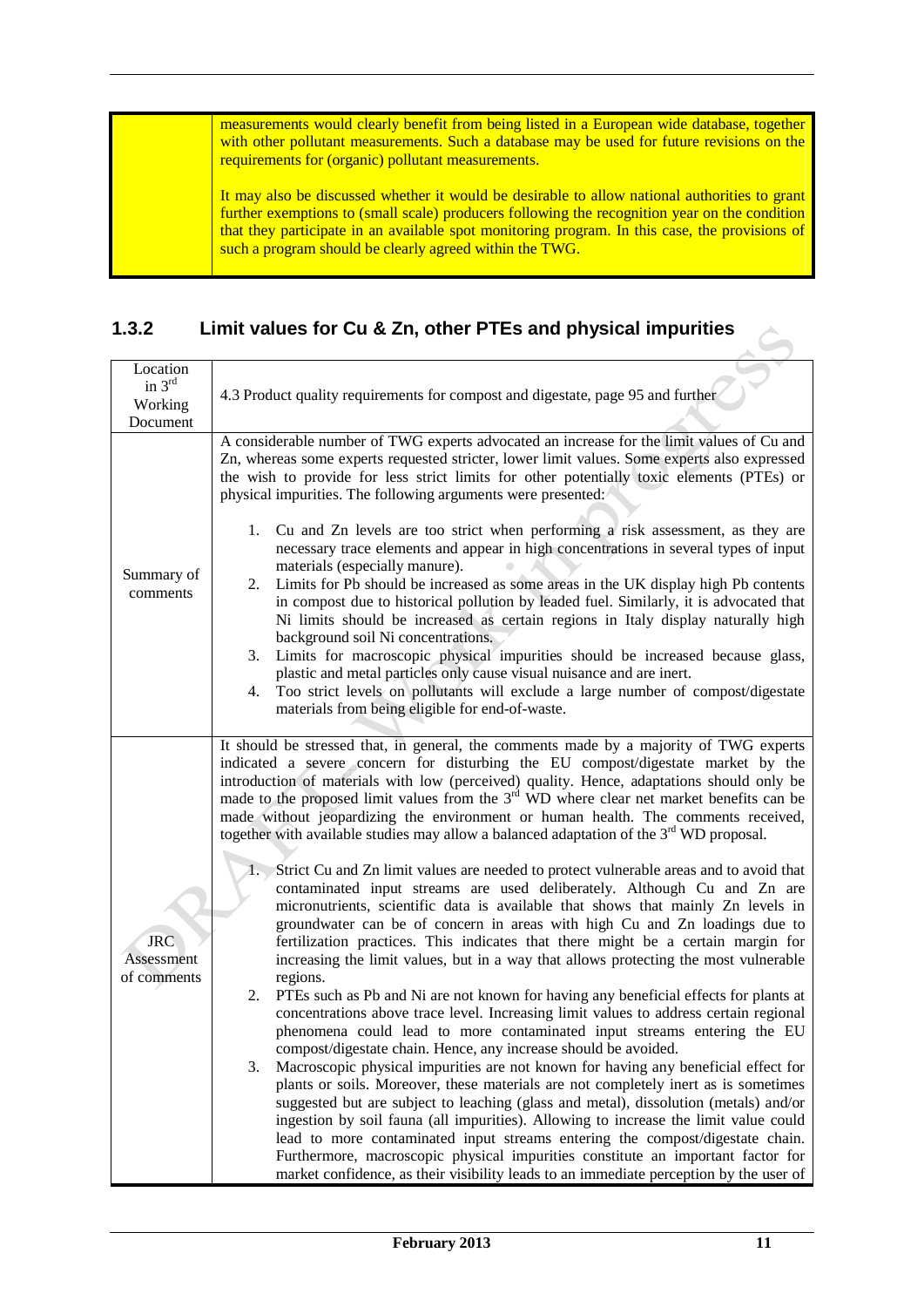| | |
|---|---|
| | measurements would clearly benefit from being listed in a European wide database, together with other pollutant measurements. Such a database may be used for future revisions on the requirements for (organic) pollutant measurements.<br><br>It may also be discussed whether it would be desirable to allow national authorities to grant further exemptions to (small scale) producers following the recognition year on the condition that they participate in an available spot monitoring program. In this case, the provisions of such a program should be clearly agreed within the TWG. |

### 1.3.2 Limit values for Cu & Zn, other PTEs and physical impurities

| | |
|---|---|
| Location in 3rd Working Document | 4.3 Product quality requirements for compost and digestate, page 95 and further |
| Summary of comments | A considerable number of TWG experts advocated an increase for the limit values of Cu and Zn, whereas some experts requested stricter, lower limit values. Some experts also expressed the wish to provide for less strict limits for other potentially toxic elements (PTEs) or physical impurities. The following arguments were presented:<br><br>1. Cu and Zn levels are too strict when performing a risk assessment, as they are necessary trace elements and appear in high concentrations in several types of input materials (especially manure).<br>2. Limits for Pb should be increased as some areas in the UK display high Pb contents in compost due to historical pollution by leaded fuel. Similarly, it is advocated that Ni limits should be increased as certain regions in Italy display naturally high background soil Ni concentrations.<br>3. Limits for macroscopic physical impurities should be increased because glass, plastic and metal particles only cause visual nuisance and are inert.<br>4. Too strict levels on pollutants will exclude a large number of compost/digestate materials from being eligible for end-of-waste. |
| JRC Assessment of comments | It should be stressed that, in general, the comments made by a majority of TWG experts indicated a severe concern for disturbing the EU compost/digestate market by the introduction of materials with low (perceived) quality. Hence, adaptations should only be made to the proposed limit values from the 3rd WD where clear net market benefits can be made without jeopardizing the environment or human health. The comments received, together with available studies may allow a balanced adaptation of the 3rd WD proposal.<br><br>1. Strict Cu and Zn limit values are needed to protect vulnerable areas and to avoid that contaminated input streams are used deliberately. Although Cu and Zn are micronutrients, scientific data is available that shows that mainly Zn levels in groundwater can be of concern in areas with high Cu and Zn loadings due to fertilization practices. This indicates that there might be a certain margin for increasing the limit values, but in a way that allows protecting the most vulnerable regions.<br>2. PTEs such as Pb and Ni are not known for having any beneficial effects for plants at concentrations above trace level. Increasing limit values to address certain regional phenomena could lead to more contaminated input streams entering the EU compost/digestate chain. Hence, any increase should be avoided.<br>3. Macroscopic physical impurities are not known for having any beneficial effect for plants or soils. Moreover, these materials are not completely inert as is sometimes suggested but are subject to leaching (glass and metal), dissolution (metals) and/or ingestion by soil fauna (all impurities). Allowing to increase the limit value could lead to more contaminated input streams entering the compost/digestate chain. Furthermore, macroscopic physical impurities constitute an important factor for market confidence, as their visibility leads to an immediate perception by the user of |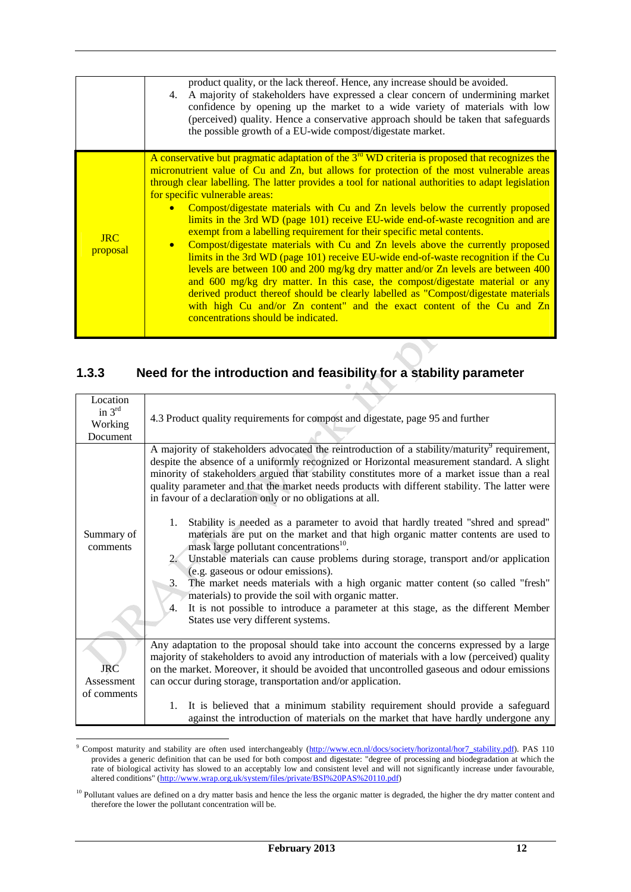| | |
|---|---|
| | product quality, or the lack thereof. Hence, any increase should be avoided.<br>4. A majority of stakeholders have expressed a clear concern of undermining market confidence by opening up the market to a wide variety of materials with low (perceived) quality. Hence a conservative approach should be taken that safeguards the possible growth of a EU-wide compost/digestate market. |
| JRC proposal | A conservative but pragmatic adaptation of the 3rd WD criteria is proposed that recognizes the micronutrient value of Cu and Zn, but allows for protection of the most vulnerable areas through clear labelling. The latter provides a tool for national authorities to adapt legislation for specific vulnerable areas:<br>• Compost/digestate materials with Cu and Zn levels below the currently proposed limits in the 3rd WD (page 101) receive EU-wide end-of-waste recognition and are exempt from a labelling requirement for their specific metal contents.<br>• Compost/digestate materials with Cu and Zn levels above the currently proposed limits in the 3rd WD (page 101) receive EU-wide end-of-waste recognition if the Cu levels are between 100 and 200 mg/kg dry matter and/or Zn levels are between 400 and 600 mg/kg dry matter. In this case, the compost/digestate material or any derived product thereof should be clearly labelled as "Compost/digestate materials with high Cu and/or Zn content" and the exact content of the Cu and Zn concentrations should be indicated. |

### 1.3.3 Need for the introduction and feasibility for a stability parameter

| | |
|---|---|
| Location in 3rd Working Document | 4.3 Product quality requirements for compost and digestate, page 95 and further |
| Summary of comments | A majority of stakeholders advocated the reintroduction of a stability/maturity[9] requirement, despite the absence of a uniformly recognized or Horizontal measurement standard. A slight minority of stakeholders argued that stability constitutes more of a market issue than a real quality parameter and that the market needs products with different stability. The latter were in favour of a declaration only or no obligations at all.<br>1. Stability is needed as a parameter to avoid that hardly treated "shred and spread" materials are put on the market and that high organic matter contents are used to mask large pollutant concentrations[10].<br>2. Unstable materials can cause problems during storage, transport and/or application (e.g. gaseous or odour emissions).<br>3. The market needs materials with a high organic matter content (so called "fresh" materials) to provide the soil with organic matter.<br>4. It is not possible to introduce a parameter at this stage, as the different Member States use very different systems. |
| JRC Assessment of comments | Any adaptation to the proposal should take into account the concerns expressed by a large majority of stakeholders to avoid any introduction of materials with a low (perceived) quality on the market. Moreover, it should be avoided that uncontrolled gaseous and odour emissions can occur during storage, transportation and/or application.<br>1. It is believed that a minimum stability requirement should provide a safeguard against the introduction of materials on the market that have hardly undergone any |

[9] Compost maturity and stability are often used interchangeably (http://www.ecn.nl/docs/society/horizontal/hor7_stability.pdf). PAS 110 provides a generic definition that can be used for both compost and digestate: "degree of processing and biodegradation at which the rate of biological activity has slowed to an acceptably low and consistent level and will not significantly increase under favourable, altered conditions" (http://www.wrap.org.uk/system/files/private/BSI%20PAS%20110.pdf)

[10] Pollutant values are defined on a dry matter basis and hence the less the organic matter is degraded, the higher the dry matter content and therefore the lower the pollutant concentration will be.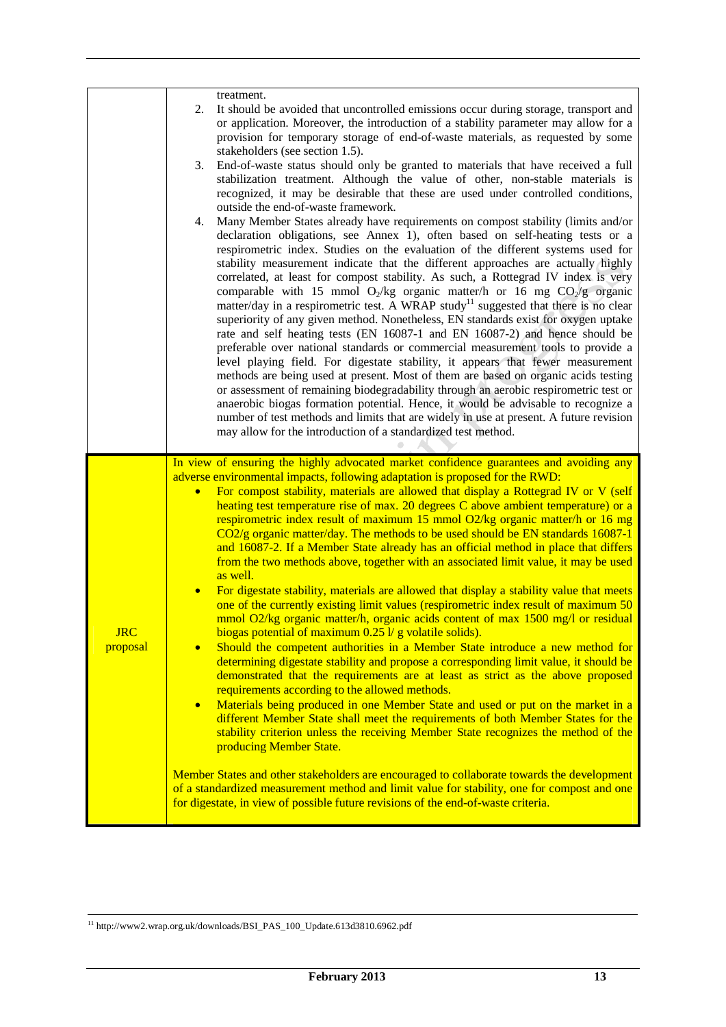| | |
|---|---|
| | treatment.<br>2. It should be avoided that uncontrolled emissions occur during storage, transport and or application. Moreover, the introduction of a stability parameter may allow for a provision for temporary storage of end-of-waste materials, as requested by some stakeholders (see section 1.5).<br>3. End-of-waste status should only be granted to materials that have received a full stabilization treatment. Although the value of other, non-stable materials is recognized, it may be desirable that these are used under controlled conditions, outside the end-of-waste framework.<br>4. Many Member States already have requirements on compost stability (limits and/or declaration obligations, see Annex 1), often based on self-heating tests or a respirometric index. Studies on the evaluation of the different systems used for stability measurement indicate that the different approaches are actually highly correlated, at least for compost stability. As such, a Rottegrad IV index is very comparable with 15 mmol $O_2$/kg organic matter/h or 16 mg $CO_2$/g organic matter/day in a respirometric test. A WRAP study[11] suggested that there is no clear superiority of any given method. Nonetheless, EN standards exist for oxygen uptake rate and self heating tests (EN 16087-1 and EN 16087-2) and hence should be preferable over national standards or commercial measurement tools to provide a level playing field. For digestate stability, it appears that fewer measurement methods are being used at present. Most of them are based on organic acids testing or assessment of remaining biodegradability through an aerobic respirometric test or anaerobic biogas formation potential. Hence, it would be advisable to recognize a number of test methods and limits that are widely in use at present. A future revision may allow for the introduction of a standardized test method. |
| JRC proposal | In view of ensuring the highly advocated market confidence guarantees and avoiding any adverse environmental impacts, following adaptation is proposed for the RWD:<br>• For compost stability, materials are allowed that display a Rottegrad IV or V (self heating test temperature rise of max. 20 degrees C above ambient temperature) or a respirometric index result of maximum 15 mmol O2/kg organic matter/h or 16 mg CO2/g organic matter/day. The methods to be used should be EN standards 16087-1 and 16087-2. If a Member State already has an official method in place that differs from the two methods above, together with an associated limit value, it may be used as well.<br>• For digestate stability, materials are allowed that display a stability value that meets one of the currently existing limit values (respirometric index result of maximum 50 mmol O2/kg organic matter/h, organic acids content of max 1500 mg/l or residual biogas potential of maximum 0.25 l/ g volatile solids).<br>• Should the competent authorities in a Member State introduce a new method for determining digestate stability and propose a corresponding limit value, it should be demonstrated that the requirements are at least as strict as the above proposed requirements according to the allowed methods.<br>• Materials being produced in one Member State and used or put on the market in a different Member State shall meet the requirements of both Member States for the stability criterion unless the receiving Member State recognizes the method of the producing Member State.<br><br>Member States and other stakeholders are encouraged to collaborate towards the development of a standardized measurement method and limit value for stability, one for compost and one for digestate, in view of possible future revisions of the end-of-waste criteria. |

[11] http://www2.wrap.org.uk/downloads/BSI_PAS_100_Update.613d3810.6962.pdf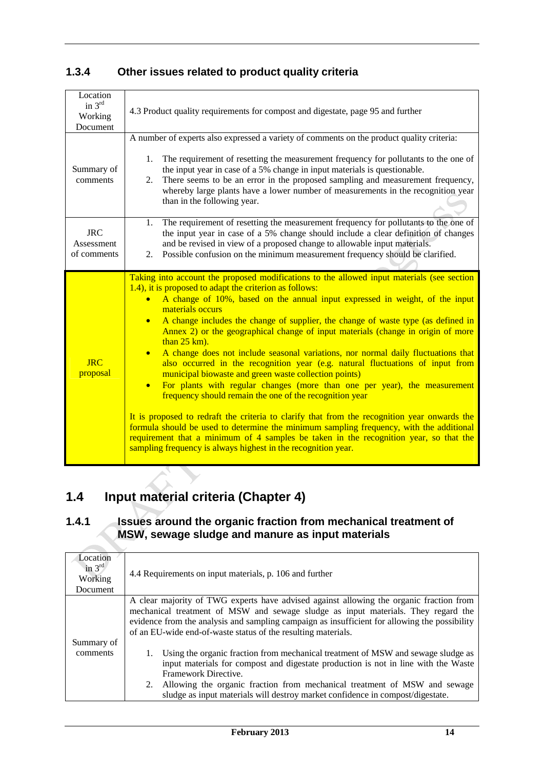### 1.3.4 Other issues related to product quality criteria

| | |
|---|---|
| Location in 3rd Working Document | 4.3 Product quality requirements for compost and digestate, page 95 and further |
| Summary of comments | A number of experts also expressed a variety of comments on the product quality criteria:<br><br>1. The requirement of resetting the measurement frequency for pollutants to the one of the input year in case of a 5% change in input materials is questionable.<br>2. There seems to be an error in the proposed sampling and measurement frequency, whereby large plants have a lower number of measurements in the recognition year than in the following year. |
| JRC Assessment of comments | 1. The requirement of resetting the measurement frequency for pollutants to the one of the input year in case of a 5% change should include a clear definition of changes and be revised in view of a proposed change to allowable input materials.<br>2. Possible confusion on the minimum measurement frequency should be clarified. |
| JRC proposal | Taking into account the proposed modifications to the allowed input materials (see section 1.4), it is proposed to adapt the criterion as follows:<br>• A change of 10%, based on the annual input expressed in weight, of the input materials occurs<br>• A change includes the change of supplier, the change of waste type (as defined in Annex 2) or the geographical change of input materials (change in origin of more than 25 km).<br>• A change does not include seasonal variations, nor normal daily fluctuations that also occurred in the recognition year (e.g. natural fluctuations of input from municipal biowaste and green waste collection points)<br>• For plants with regular changes (more than one per year), the measurement frequency should remain the one of the recognition year<br><br>It is proposed to redraft the criteria to clarify that from the recognition year onwards the formula should be used to determine the minimum sampling frequency, with the additional requirement that a minimum of 4 samples be taken in the recognition year, so that the sampling frequency is always highest in the recognition year. |

## 1.4 Input material criteria (Chapter 4)

### 1.4.1 Issues around the organic fraction from mechanical treatment of MSW, sewage sludge and manure as input materials

| | |
|---|---|
| Location in 3rd Working Document | 4.4 Requirements on input materials, p. 106 and further |
| Summary of comments | A clear majority of TWG experts have advised against allowing the organic fraction from mechanical treatment of MSW and sewage sludge as input materials. They regard the evidence from the analysis and sampling campaign as insufficient for allowing the possibility of an EU-wide end-of-waste status of the resulting materials.<br><br>1. Using the organic fraction from mechanical treatment of MSW and sewage sludge as input materials for compost and digestate production is not in line with the Waste Framework Directive.<br>2. Allowing the organic fraction from mechanical treatment of MSW and sewage sludge as input materials will destroy market confidence in compost/digestate. |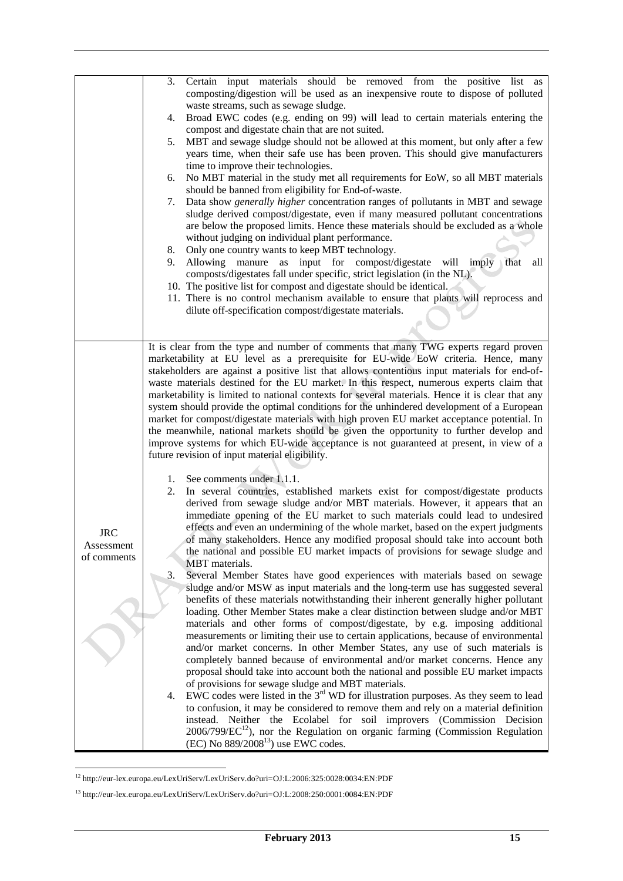| | |
|---|---|
| | 3. Certain input materials should be removed from the positive list as composting/digestion will be used as an inexpensive route to dispose of polluted waste streams, such as sewage sludge.<br>4. Broad EWC codes (e.g. ending on 99) will lead to certain materials entering the compost and digestate chain that are not suited.<br>5. MBT and sewage sludge should not be allowed at this moment, but only after a few years time, when their safe use has been proven. This should give manufacturers time to improve their technologies.<br>6. No MBT material in the study met all requirements for EoW, so all MBT materials should be banned from eligibility for End-of-waste.<br>7. Data show *generally higher* concentration ranges of pollutants in MBT and sewage sludge derived compost/digestate, even if many measured pollutant concentrations are below the proposed limits. Hence these materials should be excluded as a whole without judging on individual plant performance.<br>8. Only one country wants to keep MBT technology.<br>9. Allowing manure as input for compost/digestate will imply that all composts/digestates fall under specific, strict legislation (in the NL).<br>10. The positive list for compost and digestate should be identical.<br>11. There is no control mechanism available to ensure that plants will reprocess and dilute off-specification compost/digestate materials. |
| JRC Assessment of comments | It is clear from the type and number of comments that many TWG experts regard proven marketability at EU level as a prerequisite for EU-wide EoW criteria. Hence, many stakeholders are against a positive list that allows contentious input materials for end-of-waste materials destined for the EU market. In this respect, numerous experts claim that marketability is limited to national contexts for several materials. Hence it is clear that any system should provide the optimal conditions for the unhindered development of a European market for compost/digestate materials with high proven EU market acceptance potential. In the meanwhile, national markets should be given the opportunity to further develop and improve systems for which EU-wide acceptance is not guaranteed at present, in view of a future revision of input material eligibility.<br><br>1. See comments under 1.1.1.<br>2. In several countries, established markets exist for compost/digestate products derived from sewage sludge and/or MBT materials. However, it appears that an immediate opening of the EU market to such materials could lead to undesired effects and even an undermining of the whole market, based on the expert judgments of many stakeholders. Hence any modified proposal should take into account both the national and possible EU market impacts of provisions for sewage sludge and MBT materials.<br>3. Several Member States have good experiences with materials based on sewage sludge and/or MSW as input materials and the long-term use has suggested several benefits of these materials notwithstanding their inherent generally higher pollutant loading. Other Member States make a clear distinction between sludge and/or MBT materials and other forms of compost/digestate, by e.g. imposing additional measurements or limiting their use to certain applications, because of environmental and/or market concerns. In other Member States, any use of such materials is completely banned because of environmental and/or market concerns. Hence any proposal should take into account both the national and possible EU market impacts of provisions for sewage sludge and MBT materials.<br>4. EWC codes were listed in the 3rd WD for illustration purposes. As they seem to lead to confusion, it may be considered to remove them and rely on a material definition instead. Neither the Ecolabel for soil improvers (Commission Decision 2006/799/EC[12]), nor the Regulation on organic farming (Commission Regulation (EC) No 889/2008[13]) use EWC codes. |

[12] http://eur-lex.europa.eu/LexUriServ/LexUriServ.do?uri=OJ:L:2006:325:0028:0034:EN:PDF

[13] http://eur-lex.europa.eu/LexUriServ/LexUriServ.do?uri=OJ:L:2008:250:0001:0084:EN:PDF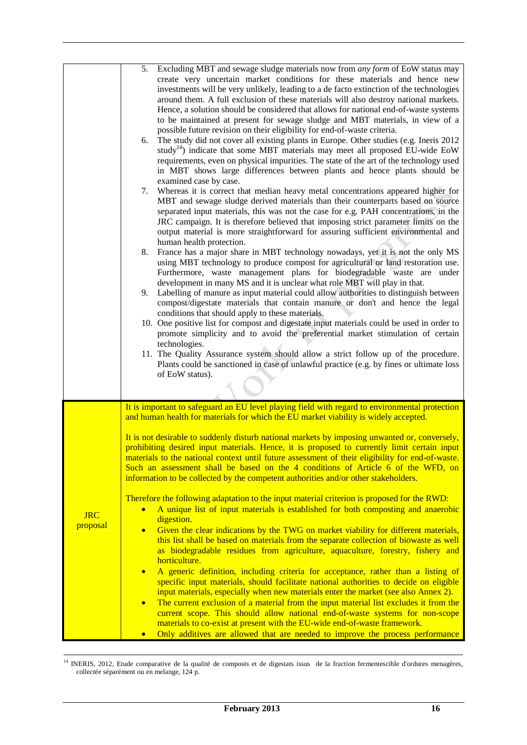| | |
|---|---|
| | 5. Excluding MBT and sewage sludge materials now from *any form* of EoW status may create very uncertain market conditions for these materials and hence new investments will be very unlikely, leading to a de facto extinction of the technologies around them. A full exclusion of these materials will also destroy national markets. Hence, a solution should be considered that allows for national end-of-waste systems to be maintained at present for sewage sludge and MBT materials, in view of a possible future revision on their eligibility for end-of-waste criteria.<br>6. The study did not cover all existing plants in Europe. Other studies (e.g. Ineris 2012 study[14]) indicate that some MBT materials may meet all proposed EU-wide EoW requirements, even on physical impurities. The state of the art of the technology used in MBT shows large differences between plants and hence plants should be examined case by case.<br>7. Whereas it is correct that median heavy metal concentrations appeared higher for MBT and sewage sludge derived materials than their counterparts based on source separated input materials, this was not the case for e.g. PAH concentrations, in the JRC campaign. It is therefore believed that imposing strict parameter limits on the output material is more straightforward for assuring sufficient environmental and human health protection.<br>8. France has a major share in MBT technology nowadays, yet it is not the only MS using MBT technology to produce compost for agricultural or land restoration use. Furthermore, waste management plans for biodegradable waste are under development in many MS and it is unclear what role MBT will play in that.<br>9. Labelling of manure as input material could allow authorities to distinguish between compost/digestate materials that contain manure or don't and hence the legal conditions that should apply to these materials.<br>10. One positive list for compost and digestate input materials could be used in order to promote simplicity and to avoid the preferential market stimulation of certain technologies.<br>11. The Quality Assurance system should allow a strict follow up of the procedure. Plants could be sanctioned in case of unlawful practice (e.g. by fines or ultimate loss of EoW status). |
| JRC proposal | It is important to safeguard an EU level playing field with regard to environmental protection and human health for materials for which the EU market viability is widely accepted.<br><br>It is not desirable to suddenly disturb national markets by imposing unwanted or, conversely, prohibiting desired input materials. Hence, it is proposed to currently limit certain input materials to the national context until future assessment of their eligibility for end-of-waste. Such an assessment shall be based on the 4 conditions of Article 6 of the WFD, on information to be collected by the competent authorities and/or other stakeholders.<br><br>Therefore the following adaptation to the input material criterion is proposed for the RWD:<br>• A unique list of input materials is established for both composting and anaerobic digestion.<br>• Given the clear indications by the TWG on market viability for different materials, this list shall be based on materials from the separate collection of biowaste as well as biodegradable residues from agriculture, aquaculture, forestry, fishery and horticulture.<br>• A generic definition, including criteria for acceptance, rather than a listing of specific input materials, should facilitate national authorities to decide on eligible input materials, especially when new materials enter the market (see also Annex 2).<br>• The current exclusion of a material from the input material list excludes it from the current scope. This should allow national end-of-waste systems for non-scope materials to co-exist at present with the EU-wide end-of-waste framework.<br>• Only additives are allowed that are needed to improve the process performance |

[14] INERIS, 2012, Etude comparative de la qualité de composts et de digestats issus de la fraction fermentescible d'ordures menagères, collectée séparément ou en melange, 124 p.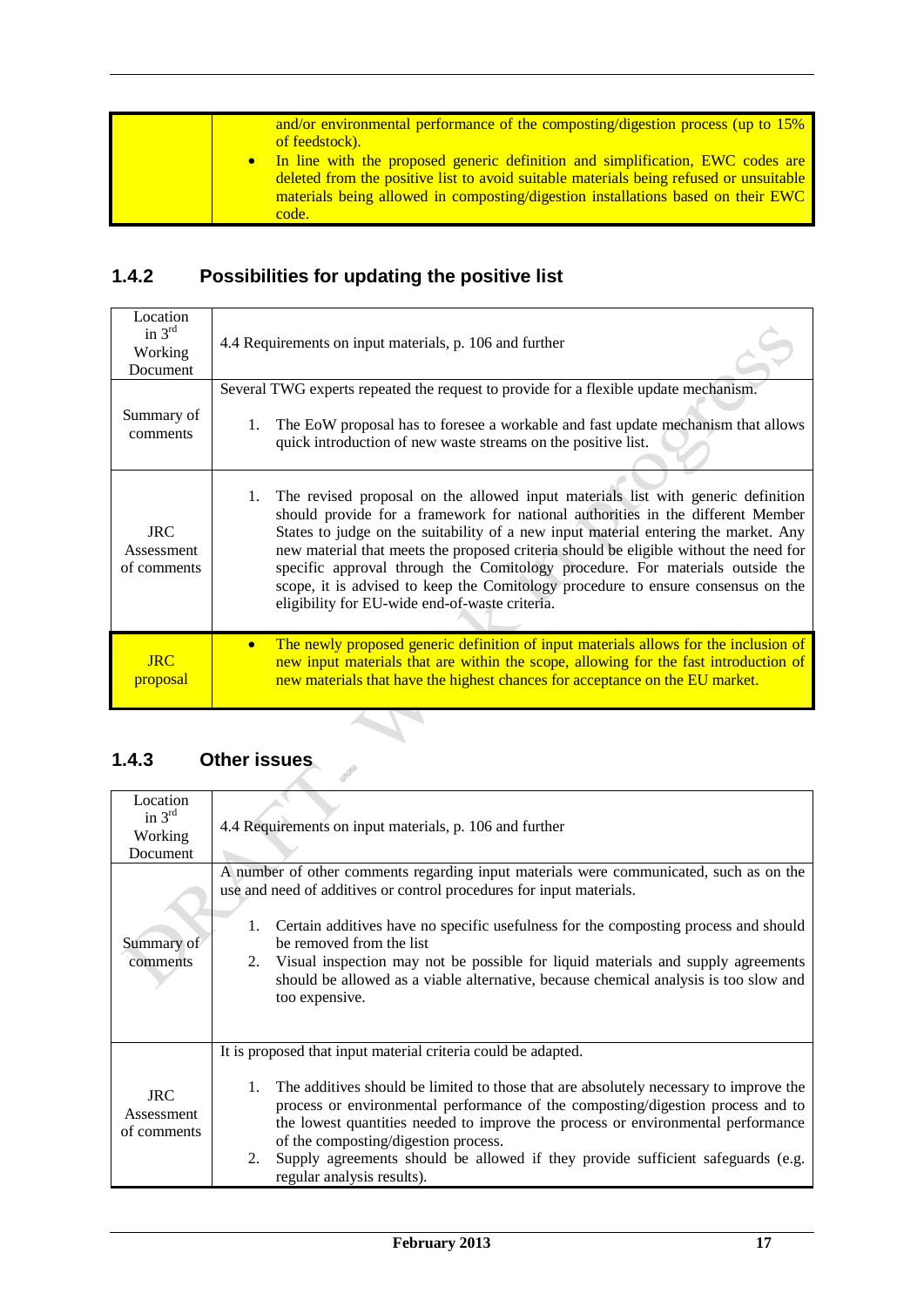| | |
|---|---|
| | and/or environmental performance of the composting/digestion process (up to 15% of feedstock).<br>• In line with the proposed generic definition and simplification, EWC codes are deleted from the positive list to avoid suitable materials being refused or unsuitable materials being allowed in composting/digestion installations based on their EWC code. |

### 1.4.2 Possibilities for updating the positive list

| | |
|---|---|
| Location in 3rd Working Document | 4.4 Requirements on input materials, p. 106 and further |
| Summary of comments | Several TWG experts repeated the request to provide for a flexible update mechanism.<br>1. The EoW proposal has to foresee a workable and fast update mechanism that allows quick introduction of new waste streams on the positive list. |
| JRC Assessment of comments | 1. The revised proposal on the allowed input materials list with generic definition should provide for a framework for national authorities in the different Member States to judge on the suitability of a new input material entering the market. Any new material that meets the proposed criteria should be eligible without the need for specific approval through the Comitology procedure. For materials outside the scope, it is advised to keep the Comitology procedure to ensure consensus on the eligibility for EU-wide end-of-waste criteria. |
| JRC proposal | • The newly proposed generic definition of input materials allows for the inclusion of new input materials that are within the scope, allowing for the fast introduction of new materials that have the highest chances for acceptance on the EU market. |

### 1.4.3 Other issues

| | |
|---|---|
| Location in 3rd Working Document | 4.4 Requirements on input materials, p. 106 and further |
| Summary of comments | A number of other comments regarding input materials were communicated, such as on the use and need of additives or control procedures for input materials.<br>1. Certain additives have no specific usefulness for the composting process and should be removed from the list<br>2. Visual inspection may not be possible for liquid materials and supply agreements should be allowed as a viable alternative, because chemical analysis is too slow and too expensive. |
| JRC Assessment of comments | It is proposed that input material criteria could be adapted.<br>1. The additives should be limited to those that are absolutely necessary to improve the process or environmental performance of the composting/digestion process and to the lowest quantities needed to improve the process or environmental performance of the composting/digestion process.<br>2. Supply agreements should be allowed if they provide sufficient safeguards (e.g. regular analysis results). |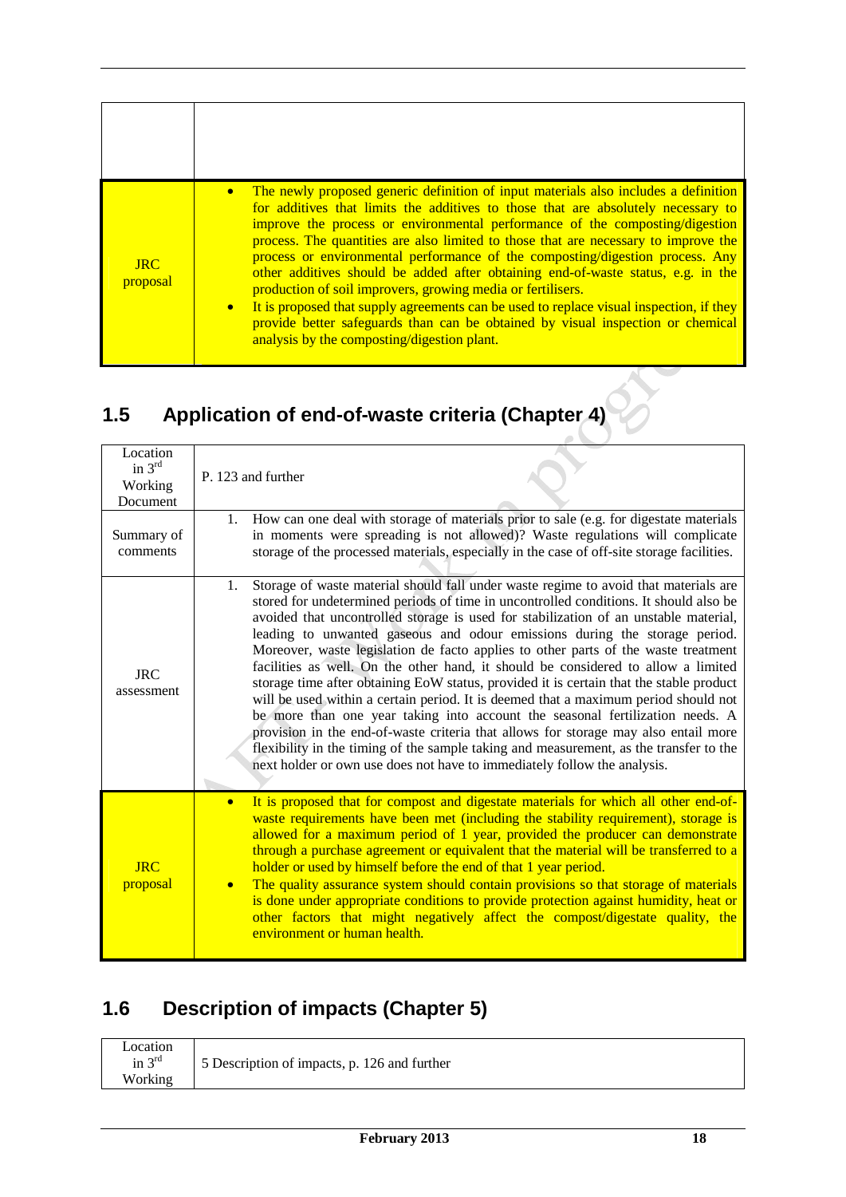| | |
|---|---|
| | |
| JRC proposal | • The newly proposed generic definition of input materials also includes a definition for additives that limits the additives to those that are absolutely necessary to improve the process or environmental performance of the composting/digestion process. The quantities are also limited to those that are necessary to improve the process or environmental performance of the composting/digestion process. Any other additives should be added after obtaining end-of-waste status, e.g. in the production of soil improvers, growing media or fertilisers.<br>• It is proposed that supply agreements can be used to replace visual inspection, if they provide better safeguards than can be obtained by visual inspection or chemical analysis by the composting/digestion plant. |

## 1.5 Application of end-of-waste criteria (Chapter 4)

| | |
|---|---|
| Location in 3rd Working Document | P. 123 and further |
| Summary of comments | 1. How can one deal with storage of materials prior to sale (e.g. for digestate materials in moments were spreading is not allowed)? Waste regulations will complicate storage of the processed materials, especially in the case of off-site storage facilities. |
| JRC assessment | 1. Storage of waste material should fall under waste regime to avoid that materials are stored for undetermined periods of time in uncontrolled conditions. It should also be avoided that uncontrolled storage is used for stabilization of an unstable material, leading to unwanted gaseous and odour emissions during the storage period. Moreover, waste legislation de facto applies to other parts of the waste treatment facilities as well. On the other hand, it should be considered to allow a limited storage time after obtaining EoW status, provided it is certain that the stable product will be used within a certain period. It is deemed that a maximum period should not be more than one year taking into account the seasonal fertilization needs. A provision in the end-of-waste criteria that allows for storage may also entail more flexibility in the timing of the sample taking and measurement, as the transfer to the next holder or own use does not have to immediately follow the analysis. |
| JRC proposal | • It is proposed that for compost and digestate materials for which all other end-of-waste requirements have been met (including the stability requirement), storage is allowed for a maximum period of 1 year, provided the producer can demonstrate through a purchase agreement or equivalent that the material will be transferred to a holder or used by himself before the end of that 1 year period.<br>• The quality assurance system should contain provisions so that storage of materials is done under appropriate conditions to provide protection against humidity, heat or other factors that might negatively affect the compost/digestate quality, the environment or human health. |

## 1.6 Description of impacts (Chapter 5)

| | |
|---|---|
| Location in 3rd Working | 5 Description of impacts, p. 126 and further |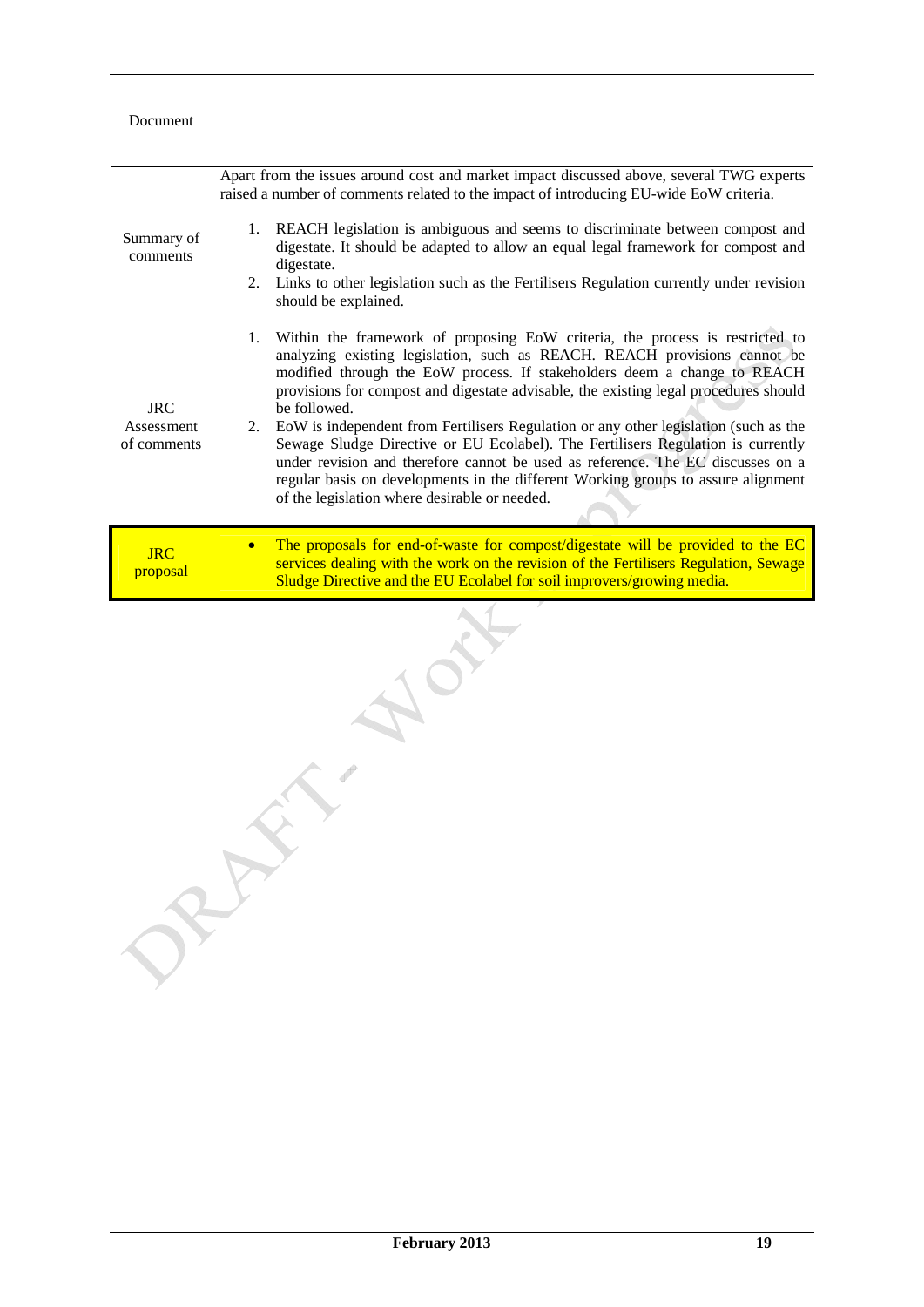| Document | |
|---|---|
| Summary of comments | Apart from the issues around cost and market impact discussed above, several TWG experts raised a number of comments related to the impact of introducing EU-wide EoW criteria.<br><br>1. REACH legislation is ambiguous and seems to discriminate between compost and digestate. It should be adapted to allow an equal legal framework for compost and digestate.<br>2. Links to other legislation such as the Fertilisers Regulation currently under revision should be explained. |
| JRC Assessment of comments | 1. Within the framework of proposing EoW criteria, the process is restricted to analyzing existing legislation, such as REACH. REACH provisions cannot be modified through the EoW process. If stakeholders deem a change to REACH provisions for compost and digestate advisable, the existing legal procedures should be followed.<br>2. EoW is independent from Fertilisers Regulation or any other legislation (such as the Sewage Sludge Directive or EU Ecolabel). The Fertilisers Regulation is currently under revision and therefore cannot be used as reference. The EC discusses on a regular basis on developments in the different Working groups to assure alignment of the legislation where desirable or needed. |
| JRC proposal | • The proposals for end-of-waste for compost/digestate will be provided to the EC services dealing with the work on the revision of the Fertilisers Regulation, Sewage Sludge Directive and the EU Ecolabel for soil improvers/growing media. |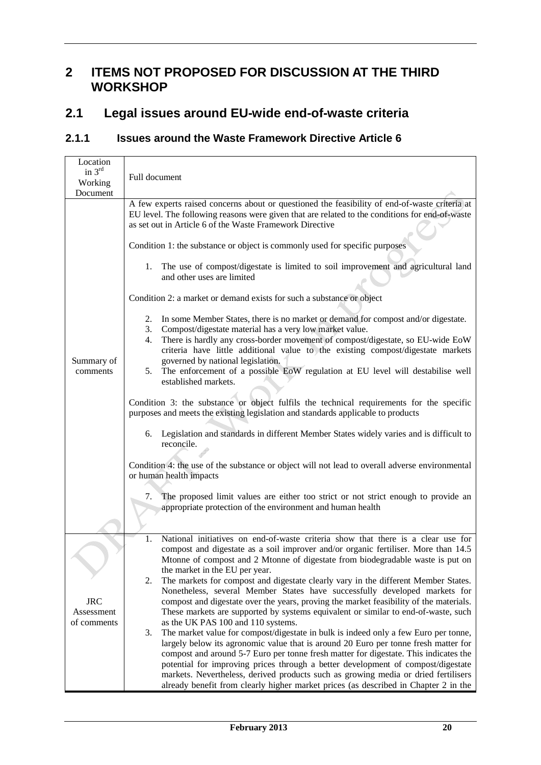# 2 ITEMS NOT PROPOSED FOR DISCUSSION AT THE THIRD WORKSHOP

## 2.1 Legal issues around EU-wide end-of-waste criteria

### 2.1.1 Issues around the Waste Framework Directive Article 6

| Location in 3rd Working Document | Full document |
|---|---|
| Summary of comments | A few experts raised concerns about or questioned the feasibility of end-of-waste criteria at EU level. The following reasons were given that are related to the conditions for end-of-waste as set out in Article 6 of the Waste Framework Directive<br><br>Condition 1: the substance or object is commonly used for specific purposes<br><br>1. The use of compost/digestate is limited to soil improvement and agricultural land and other uses are limited<br><br>Condition 2: a market or demand exists for such a substance or object<br><br>2. In some Member States, there is no market or demand for compost and/or digestate.<br>3. Compost/digestate material has a very low market value.<br>4. There is hardly any cross-border movement of compost/digestate, so EU-wide EoW criteria have little additional value to the existing compost/digestate markets governed by national legislation.<br>5. The enforcement of a possible EoW regulation at EU level will destabilise well established markets.<br><br>Condition 3: the substance or object fulfils the technical requirements for the specific purposes and meets the existing legislation and standards applicable to products<br><br>6. Legislation and standards in different Member States widely varies and is difficult to reconcile.<br><br>Condition 4: the use of the substance or object will not lead to overall adverse environmental or human health impacts<br><br>7. The proposed limit values are either too strict or not strict enough to provide an appropriate protection of the environment and human health |
| JRC Assessment of comments | 1. National initiatives on end-of-waste criteria show that there is a clear use for compost and digestate as a soil improver and/or organic fertiliser. More than 14.5 Mtonne of compost and 2 Mtonne of digestate from biodegradable waste is put on the market in the EU per year.<br>2. The markets for compost and digestate clearly vary in the different Member States. Nonetheless, several Member States have successfully developed markets for compost and digestate over the years, proving the market feasibility of the materials. These markets are supported by systems equivalent or similar to end-of-waste, such as the UK PAS 100 and 110 systems.<br>3. The market value for compost/digestate in bulk is indeed only a few Euro per tonne, largely below its agronomic value that is around 20 Euro per tonne fresh matter for compost and around 5-7 Euro per tonne fresh matter for digestate. This indicates the potential for improving prices through a better development of compost/digestate markets. Nevertheless, derived products such as growing media or dried fertilisers already benefit from clearly higher market prices (as described in Chapter 2 in the |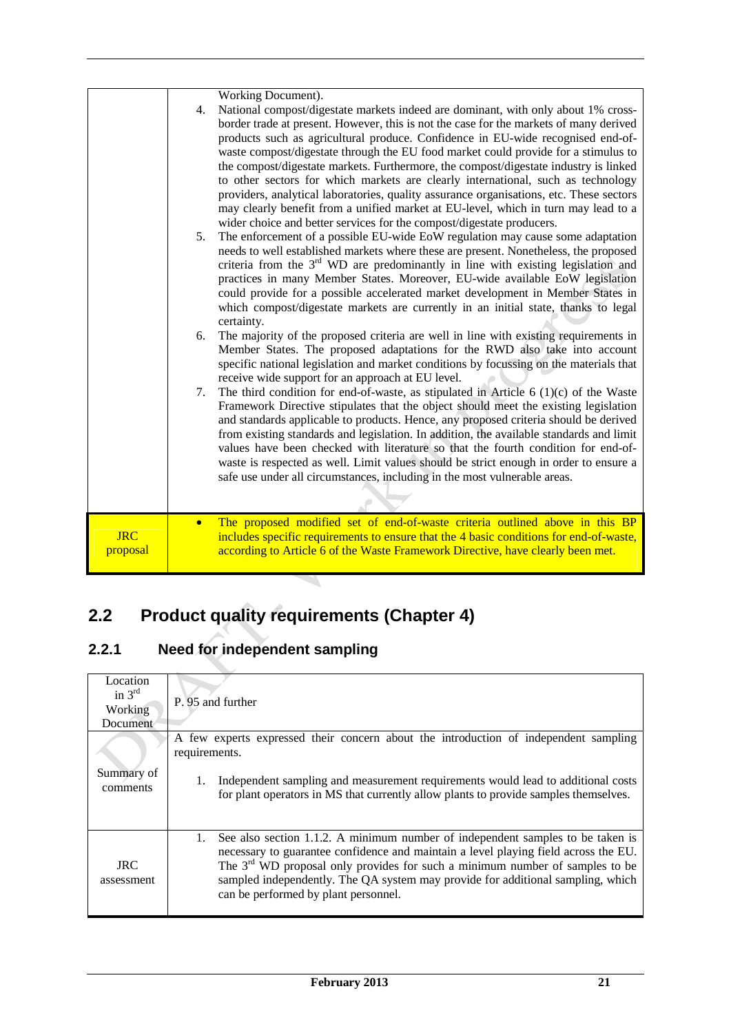| | |
|---|---|
| | Working Document).<br>4. National compost/digestate markets indeed are dominant, with only about 1% cross-border trade at present. However, this is not the case for the markets of many derived products such as agricultural produce. Confidence in EU-wide recognised end-of-waste compost/digestate through the EU food market could provide for a stimulus to the compost/digestate markets. Furthermore, the compost/digestate industry is linked to other sectors for which markets are clearly international, such as technology providers, analytical laboratories, quality assurance organisations, etc. These sectors may clearly benefit from a unified market at EU-level, which in turn may lead to a wider choice and better services for the compost/digestate producers.<br>5. The enforcement of a possible EU-wide EoW regulation may cause some adaptation needs to well established markets where these are present. Nonetheless, the proposed criteria from the 3rd WD are predominantly in line with existing legislation and practices in many Member States. Moreover, EU-wide available EoW legislation could provide for a possible accelerated market development in Member States in which compost/digestate markets are currently in an initial state, thanks to legal certainty.<br>6. The majority of the proposed criteria are well in line with existing requirements in Member States. The proposed adaptations for the RWD also take into account specific national legislation and market conditions by focussing on the materials that receive wide support for an approach at EU level.<br>7. The third condition for end-of-waste, as stipulated in Article 6 (1)(c) of the Waste Framework Directive stipulates that the object should meet the existing legislation and standards applicable to products. Hence, any proposed criteria should be derived from existing standards and legislation. In addition, the available standards and limit values have been checked with literature so that the fourth condition for end-of-waste is respected as well. Limit values should be strict enough in order to ensure a safe use under all circumstances, including in the most vulnerable areas. |
| JRC proposal | • The proposed modified set of end-of-waste criteria outlined above in this BP includes specific requirements to ensure that the 4 basic conditions for end-of-waste, according to Article 6 of the Waste Framework Directive, have clearly been met. |

## 2.2 Product quality requirements (Chapter 4)

### 2.2.1 Need for independent sampling

| Location in 3rd Working Document | P. 95 and further |
|---|---|
| Summary of comments | A few experts expressed their concern about the introduction of independent sampling requirements.<br>1. Independent sampling and measurement requirements would lead to additional costs for plant operators in MS that currently allow plants to provide samples themselves. |
| JRC assessment | 1. See also section 1.1.2. A minimum number of independent samples to be taken is necessary to guarantee confidence and maintain a level playing field across the EU. The 3rd WD proposal only provides for such a minimum number of samples to be sampled independently. The QA system may provide for additional sampling, which can be performed by plant personnel. |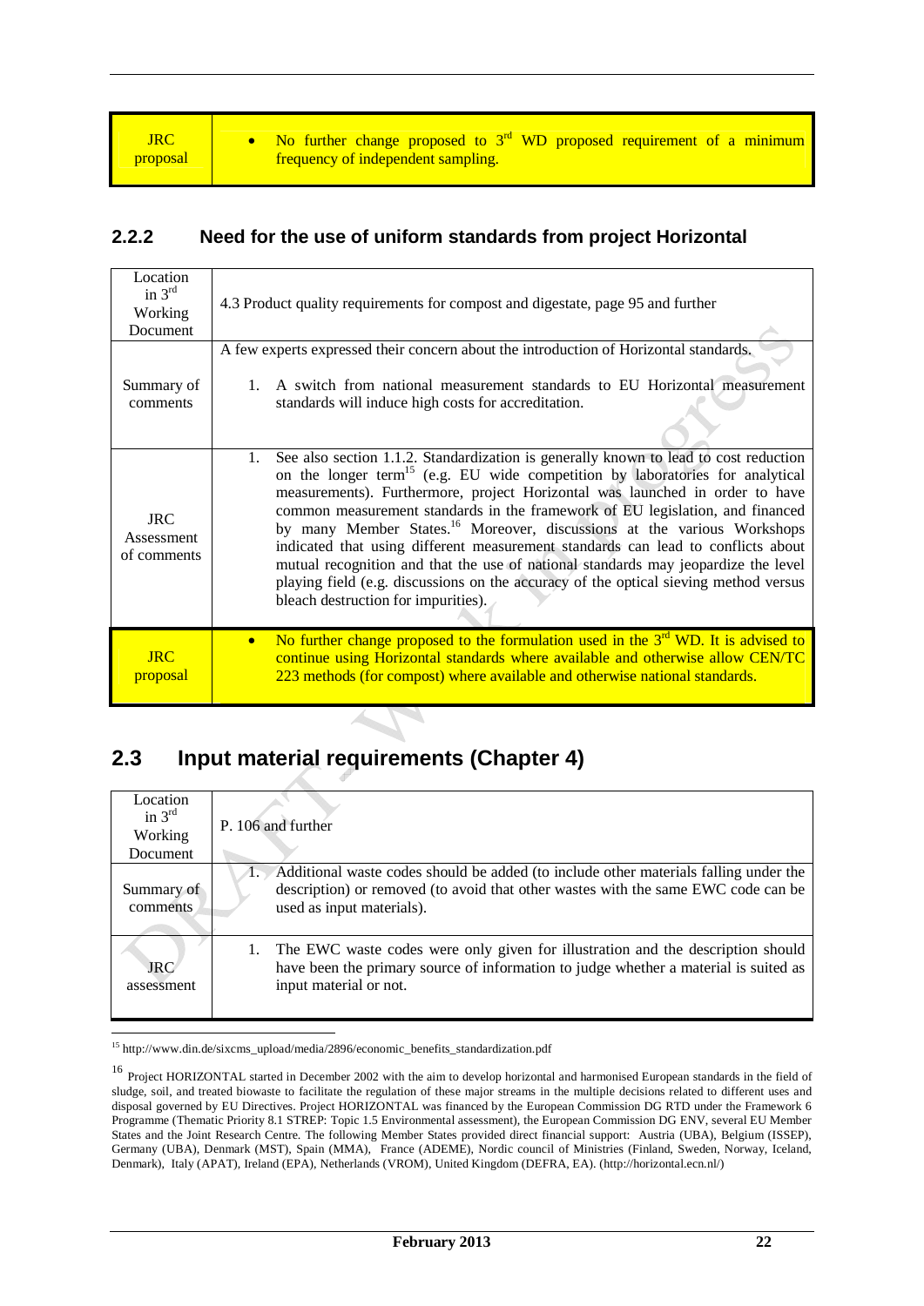| JRC proposal | • No further change proposed to 3rd WD proposed requirement of a minimum frequency of independent sampling. |
|---|---|

### 2.2.2 Need for the use of uniform standards from project Horizontal

| Location in 3rd Working Document | 4.3 Product quality requirements for compost and digestate, page 95 and further |
|---|---|
| Summary of comments | A few experts expressed their concern about the introduction of Horizontal standards.<br><br>1. A switch from national measurement standards to EU Horizontal measurement standards will induce high costs for accreditation. |
| JRC Assessment of comments | 1. See also section 1.1.2. Standardization is generally known to lead to cost reduction on the longer term[15] (e.g. EU wide competition by laboratories for analytical measurements). Furthermore, project Horizontal was launched in order to have common measurement standards in the framework of EU legislation, and financed by many Member States.[16] Moreover, discussions at the various Workshops indicated that using different measurement standards can lead to conflicts about mutual recognition and that the use of national standards may jeopardize the level playing field (e.g. discussions on the accuracy of the optical sieving method versus bleach destruction for impurities). |
| JRC proposal | • No further change proposed to the formulation used in the 3rd WD. It is advised to continue using Horizontal standards where available and otherwise allow CEN/TC 223 methods (for compost) where available and otherwise national standards. |

## 2.3 Input material requirements (Chapter 4)

| Location in 3rd Working Document | P. 106 and further |
|---|---|
| Summary of comments | 1. Additional waste codes should be added (to include other materials falling under the description) or removed (to avoid that other wastes with the same EWC code can be used as input materials). |
| JRC assessment | 1. The EWC waste codes were only given for illustration and the description should have been the primary source of information to judge whether a material is suited as input material or not. |

[15] http://www.din.de/sixcms_upload/media/2896/economic_benefits_standardization.pdf

[16] Project HORIZONTAL started in December 2002 with the aim to develop horizontal and harmonised European standards in the field of sludge, soil, and treated biowaste to facilitate the regulation of these major streams in the multiple decisions related to different uses and disposal governed by EU Directives. Project HORIZONTAL was financed by the European Commission DG RTD under the Framework 6 Programme (Thematic Priority 8.1 STREP: Topic 1.5 Environmental assessment), the European Commission DG ENV, several EU Member States and the Joint Research Centre. The following Member States provided direct financial support: Austria (UBA), Belgium (ISSEP), Germany (UBA), Denmark (MST), Spain (MMA), France (ADEME), Nordic council of Ministries (Finland, Sweden, Norway, Iceland, Denmark), Italy (APAT), Ireland (EPA), Netherlands (VROM), United Kingdom (DEFRA, EA). (http://horizontal.ecn.nl/)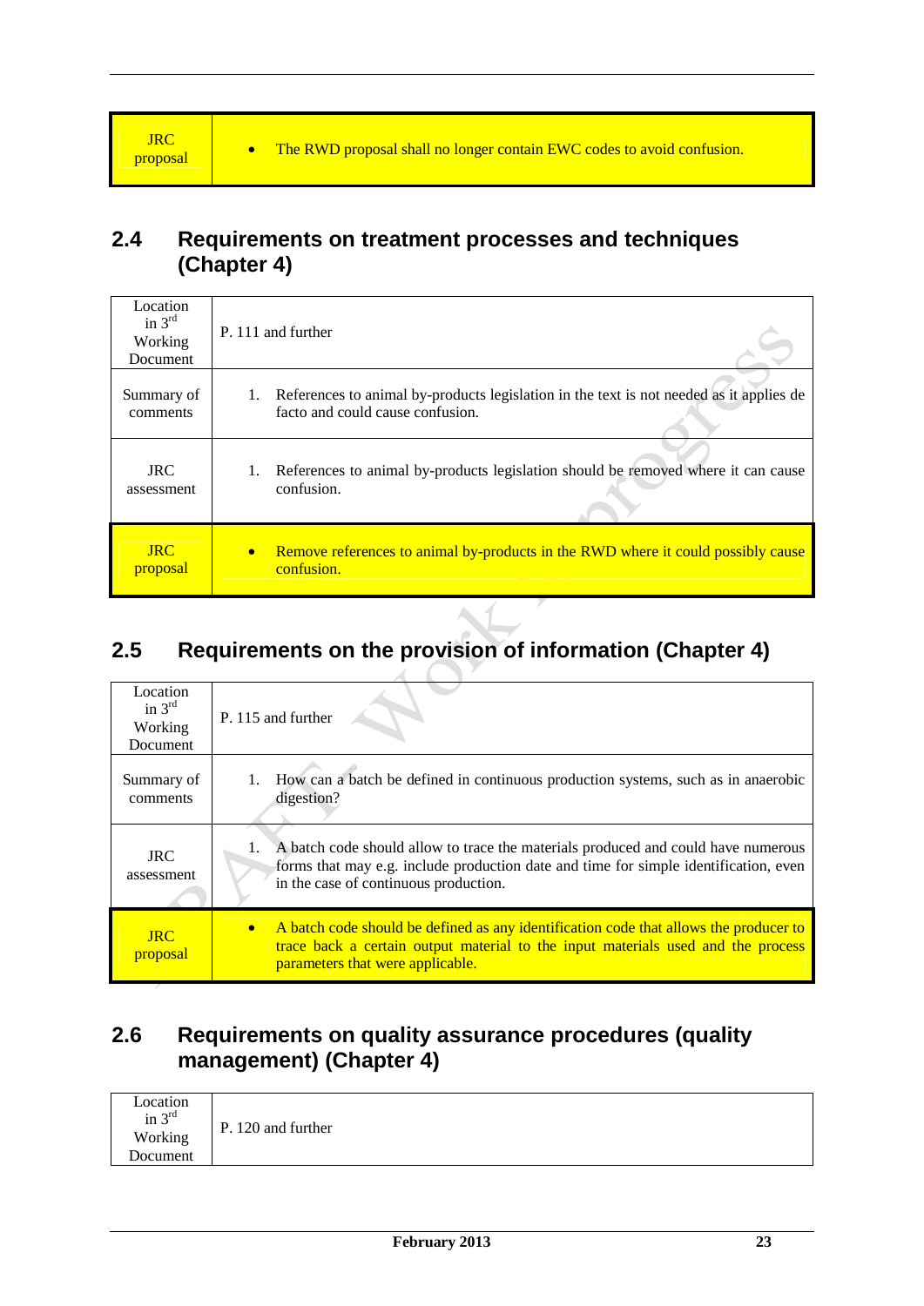| JRC proposal | • The RWD proposal shall no longer contain EWC codes to avoid confusion. |
|---|---|

## 2.4 Requirements on treatment processes and techniques (Chapter 4)

| Location in 3rd Working Document | P. 111 and further |
|---|---|
| Summary of comments | 1. References to animal by-products legislation in the text is not needed as it applies de facto and could cause confusion. |
| JRC assessment | 1. References to animal by-products legislation should be removed where it can cause confusion. |
| JRC proposal | • Remove references to animal by-products in the RWD where it could possibly cause confusion. |

## 2.5 Requirements on the provision of information (Chapter 4)

| Location in 3rd Working Document | P. 115 and further |
|---|---|
| Summary of comments | 1. How can a batch be defined in continuous production systems, such as in anaerobic digestion? |
| JRC assessment | 1. A batch code should allow to trace the materials produced and could have numerous forms that may e.g. include production date and time for simple identification, even in the case of continuous production. |
| JRC proposal | • A batch code should be defined as any identification code that allows the producer to trace back a certain output material to the input materials used and the process parameters that were applicable. |

## 2.6 Requirements on quality assurance procedures (quality management) (Chapter 4)

| Location in 3rd Working Document | P. 120 and further |
|---|---|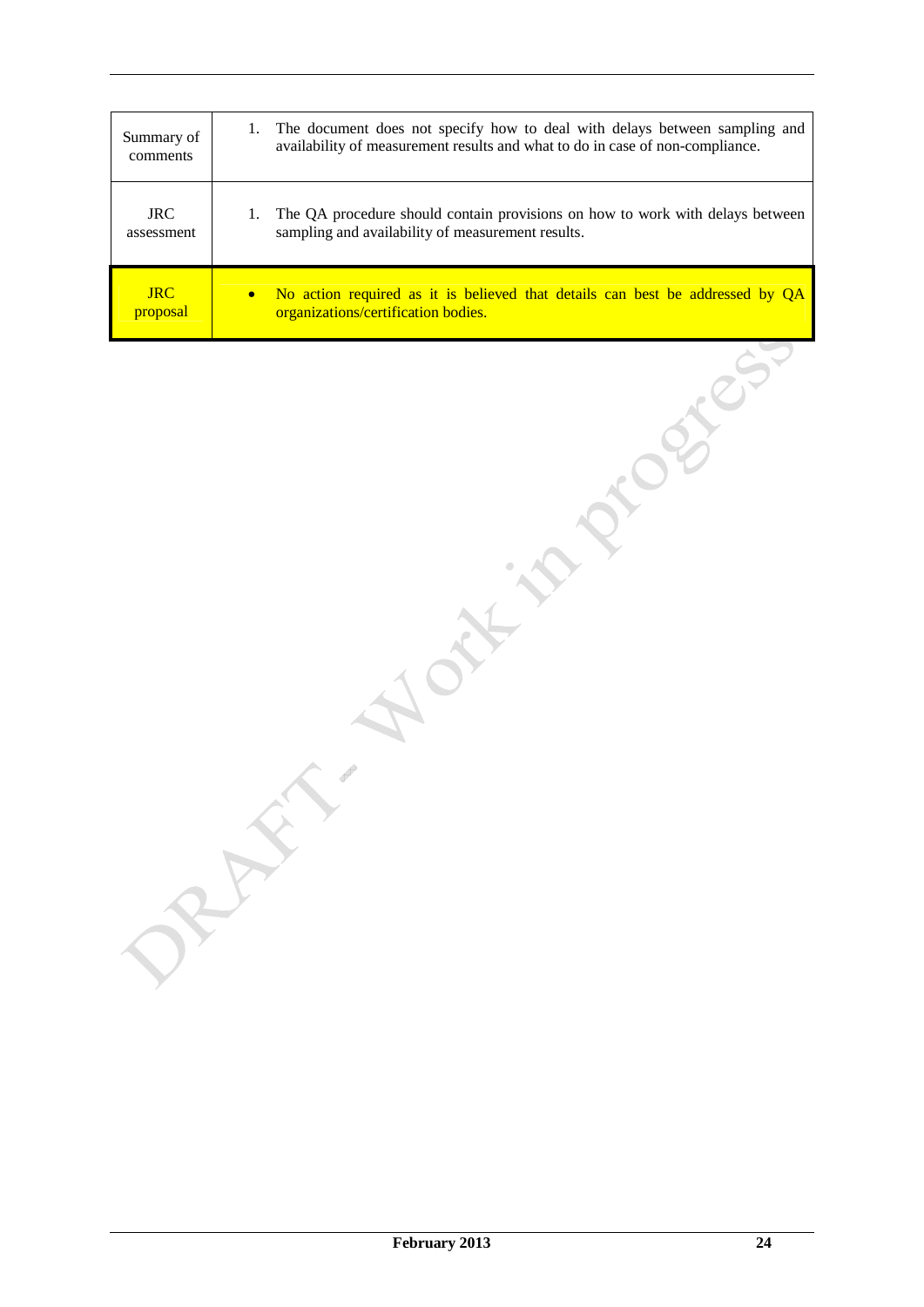| | |
|---|---|
| Summary of comments | 1. The document does not specify how to deal with delays between sampling and availability of measurement results and what to do in case of non-compliance. |
| JRC assessment | 1. The QA procedure should contain provisions on how to work with delays between sampling and availability of measurement results. |
| JRC proposal | • No action required as it is believed that details can best be addressed by QA organizations/certification bodies. |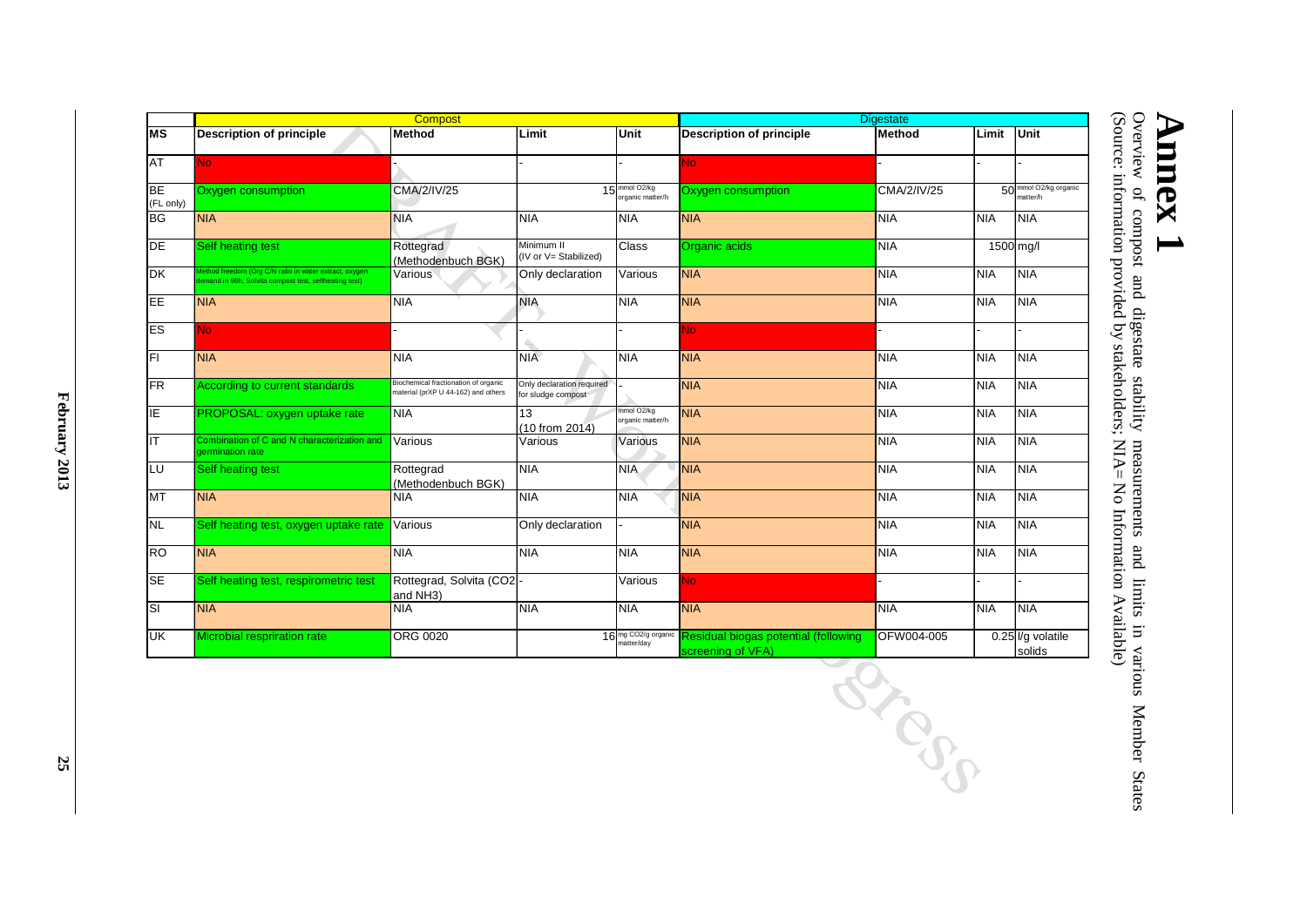# Annex 1

Overview of compost and digestate stability measurements and limits in various Member States (Source: information provided by stakeholders; NIA= No Information Available)

| | Compost | | | | Digestate | | | |
|---|---|---|---|---|---|---|---|---|
| MS | Description of principle | Method | Limit | Unit | Description of principle | Method | Limit | Unit |
| AT | No | - | - | - | No | - | - | - |
| BE (FL only) | Oxygen consumption | CMA/2/IV/25 | 15 | mmol O2/kg organic matter/h | Oxygen consumption | CMA/2/IV/25 | 50 | mmol O2/kg organic matter/h |
| BG | NIA | NIA | NIA | NIA | NIA | NIA | NIA | NIA |
| DE | Self heating test | Rottegrad (Methodenbuch BGK) | Minimum II (IV or V= Stabilized) | Class | Organic acids | NIA | 1500 | mg/l |
| DK | Method freedom (Org C/N ratio in water extract, oxygen demand in 96h, Solvita compost test, selfheating test) | Various | Only declaration | Various | NIA | NIA | NIA | NIA |
| EE | NIA | NIA | NIA | NIA | NIA | NIA | NIA | NIA |
| ES | No | - | - | - | No | - | - | - |
| FI | NIA | NIA | NIA | NIA | NIA | NIA | NIA | NIA |
| FR | According to current standards | Biochemical fractionation of organic material (prXP U 44-162) and others | Only declaration required for sludge compost | - | NIA | NIA | NIA | NIA |
| IE | PROPOSAL: oxygen uptake rate | NIA | 13 (10 from 2014) | mmol O2/kg organic matter/h | NIA | NIA | NIA | NIA |
| IT | Combination of C and N characterization and germination rate | Various | Various | Various | NIA | NIA | NIA | NIA |
| LU | Self heating test | Rottegrad (Methodenbuch BGK) | NIA | NIA | NIA | NIA | NIA | NIA |
| MT | NIA | NIA | NIA | NIA | NIA | NIA | NIA | NIA |
| NL | Self heating test, oxygen uptake rate | Various | Only declaration | - | NIA | NIA | NIA | NIA |
| RO | NIA | NIA | NIA | NIA | NIA | NIA | NIA | NIA |
| SE | Self heating test, respirometric test | Rottegrad, Solvita (CO2 and NH3) | - | Various | No | - | - | - |
| SI | NIA | NIA | NIA | NIA | NIA | NIA | NIA | NIA |
| UK | Microbial respriration rate | ORG 0020 | 16 | mg CO2/g organic matter/day | Residual biogas potential (following screening of VFA) | OFW004-005 | 0.25 | l/g volatile solids |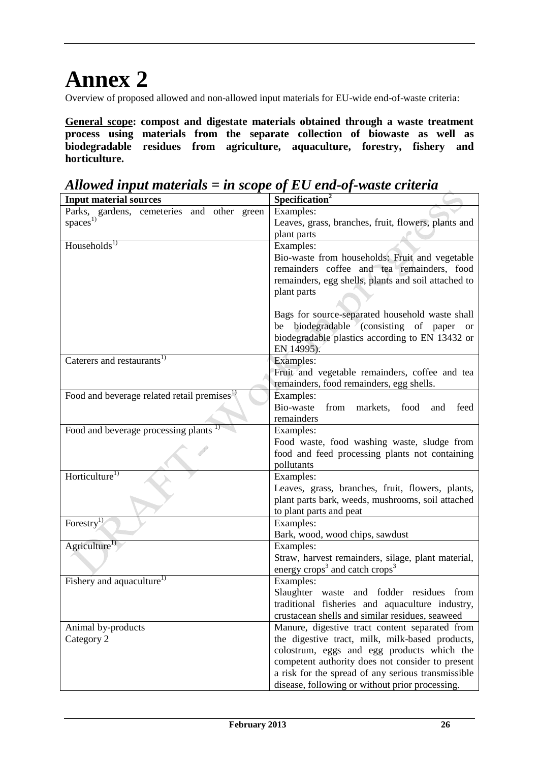# Annex 2

Overview of proposed allowed and non-allowed input materials for EU-wide end-of-waste criteria:

**<u>General scope</u>: compost and digestate materials obtained through a waste treatment process using materials from the separate collection of biowaste as well as biodegradable residues from agriculture, aquaculture, forestry, fishery and horticulture.**

## *Allowed input materials = in scope of EU end-of-waste criteria*

| **Input material sources** | **Specification[2]** |
|---|---|
| Parks, gardens, cemeteries and other green spaces[1)] | Examples:<br>Leaves, grass, branches, fruit, flowers, plants and plant parts |
| Households[1)] | Examples:<br>Bio-waste from households: Fruit and vegetable remainders coffee and tea remainders, food remainders, egg shells, plants and soil attached to plant parts<br><br>Bags for source-separated household waste shall be biodegradable (consisting of paper or biodegradable plastics according to EN 13432 or EN 14995). |
| Caterers and restaurants[1)] | Examples:<br>Fruit and vegetable remainders, coffee and tea remainders, food remainders, egg shells. |
| Food and beverage related retail premises[1)] | Examples:<br>Bio-waste from markets, food and feed remainders |
| Food and beverage processing plants [1)] | Examples:<br>Food waste, food washing waste, sludge from food and feed processing plants not containing pollutants |
| Horticulture[1)] | Examples:<br>Leaves, grass, branches, fruit, flowers, plants, plant parts bark, weeds, mushrooms, soil attached to plant parts and peat |
| Forestry[1)] | Examples:<br>Bark, wood, wood chips, sawdust |
| Agriculture[1)] | Examples:<br>Straw, harvest remainders, silage, plant material, energy crops[3] and catch crops[3] |
| Fishery and aquaculture[1)] | Examples:<br>Slaughter waste and fodder residues from traditional fisheries and aquaculture industry, crustacean shells and similar residues, seaweed |
| Animal by-products<br>Category 2 | Manure, digestive tract content separated from the digestive tract, milk, milk-based products, colostrum, eggs and egg products which the competent authority does not consider to present a risk for the spread of any serious transmissible disease, following or without prior processing. |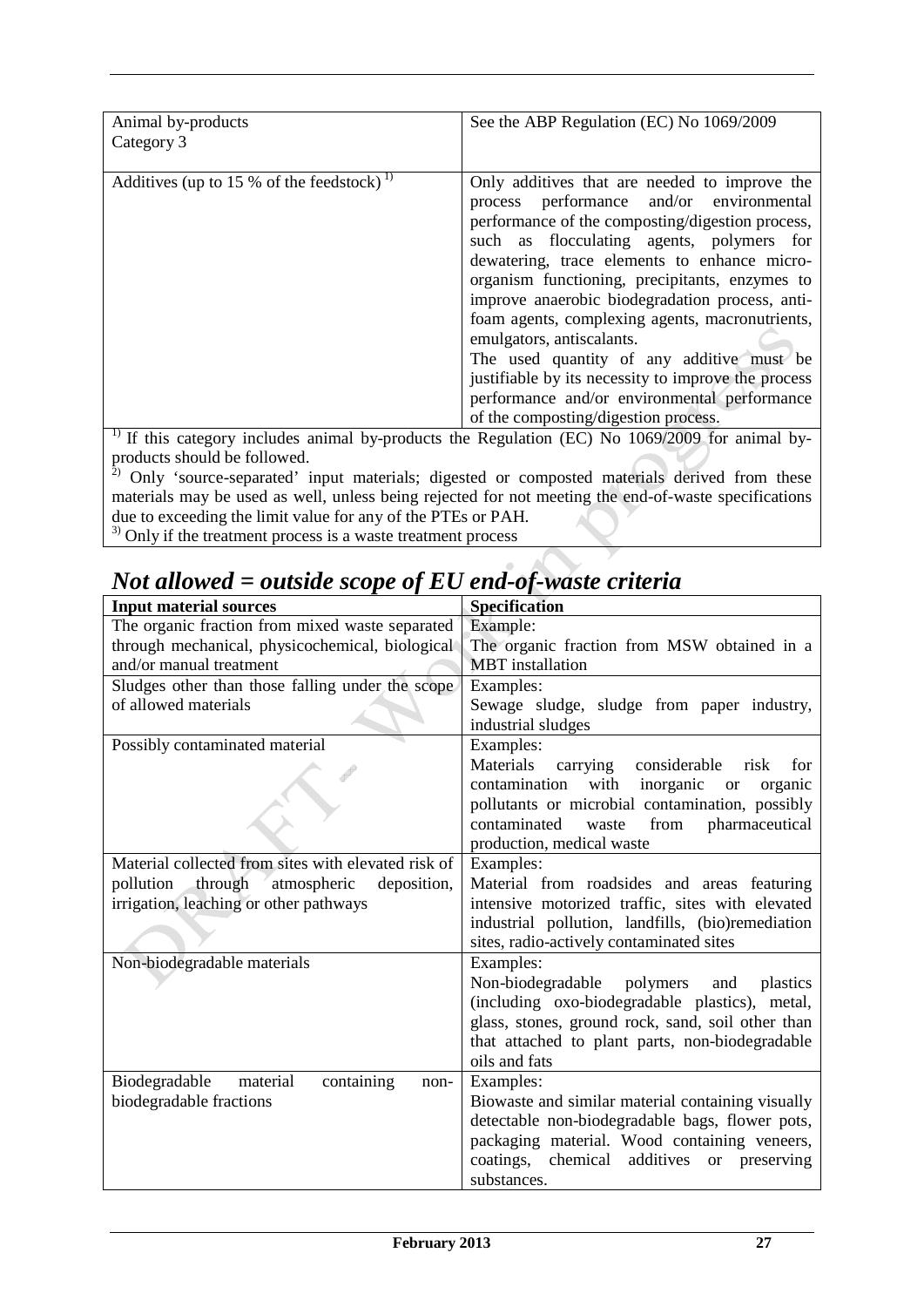| | |
|---|---|
| Animal by-products Category 3 | See the ABP Regulation (EC) No 1069/2009 |
| Additives (up to 15 % of the feedstock) [1] | Only additives that are needed to improve the process performance and/or environmental performance of the composting/digestion process, such as flocculating agents, polymers for dewatering, trace elements to enhance micro-organism functioning, precipitants, enzymes to improve anaerobic biodegradation process, anti-foam agents, complexing agents, macronutrients, emulgators, antiscalants. The used quantity of any additive must be justifiable by its necessity to improve the process performance and/or environmental performance of the composting/digestion process. |

[1] If this category includes animal by-products the Regulation (EC) No 1069/2009 for animal by-products should be followed.
[2] Only 'source-separated' input materials; digested or composted materials derived from these materials may be used as well, unless being rejected for not meeting the end-of-waste specifications due to exceeding the limit value for any of the PTEs or PAH.
[3] Only if the treatment process is a waste treatment process

## *Not allowed = outside scope of EU end-of-waste criteria*

| Input material sources | Specification |
|---|---|
| The organic fraction from mixed waste separated through mechanical, physicochemical, biological and/or manual treatment | Example: The organic fraction from MSW obtained in a MBT installation |
| Sludges other than those falling under the scope of allowed materials | Examples: Sewage sludge, sludge from paper industry, industrial sludges |
| Possibly contaminated material | Examples: Materials carrying considerable risk for contamination with inorganic or organic pollutants or microbial contamination, possibly contaminated waste from pharmaceutical production, medical waste |
| Material collected from sites with elevated risk of pollution through atmospheric deposition, irrigation, leaching or other pathways | Examples: Material from roadsides and areas featuring intensive motorized traffic, sites with elevated industrial pollution, landfills, (bio)remediation sites, radio-actively contaminated sites |
| Non-biodegradable materials | Examples: Non-biodegradable polymers and plastics (including oxo-biodegradable plastics), metal, glass, stones, ground rock, sand, soil other than that attached to plant parts, non-biodegradable oils and fats |
| Biodegradable material containing non-biodegradable fractions | Examples: Biowaste and similar material containing visually detectable non-biodegradable bags, flower pots, packaging material. Wood containing veneers, coatings, chemical additives or preserving substances. |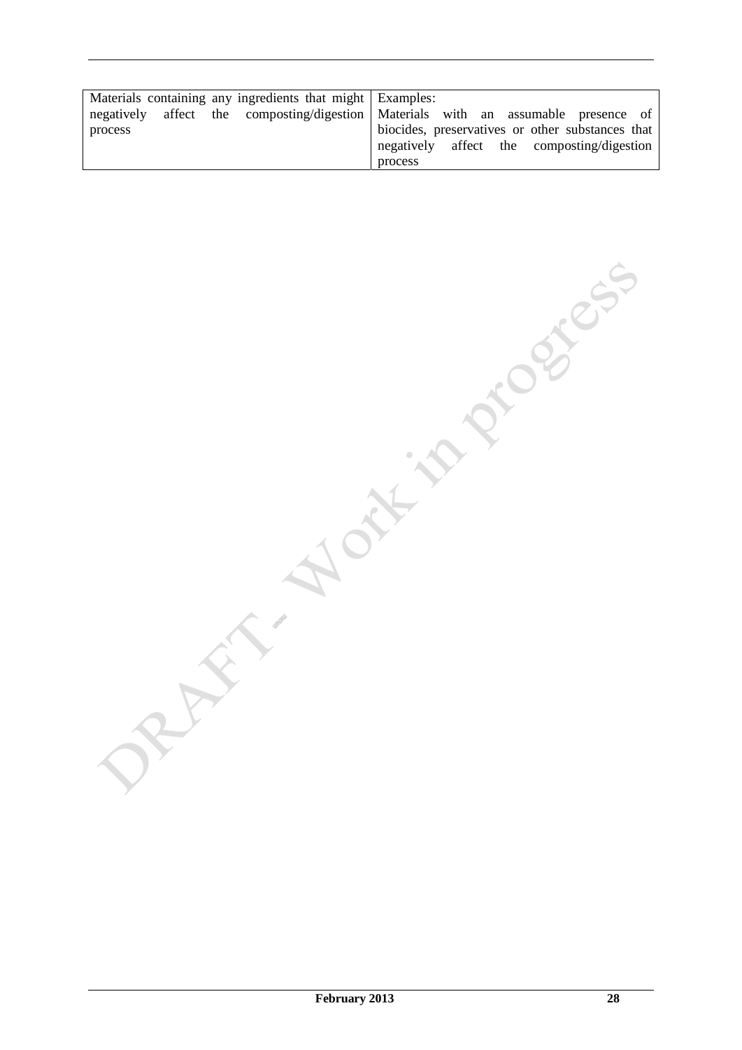| | |
|---|---|
| Materials containing any ingredients that might negatively affect the composting/digestion process | Examples:<br>Materials with an assumable presence of biocides, preservatives or other substances that negatively affect the composting/digestion process |